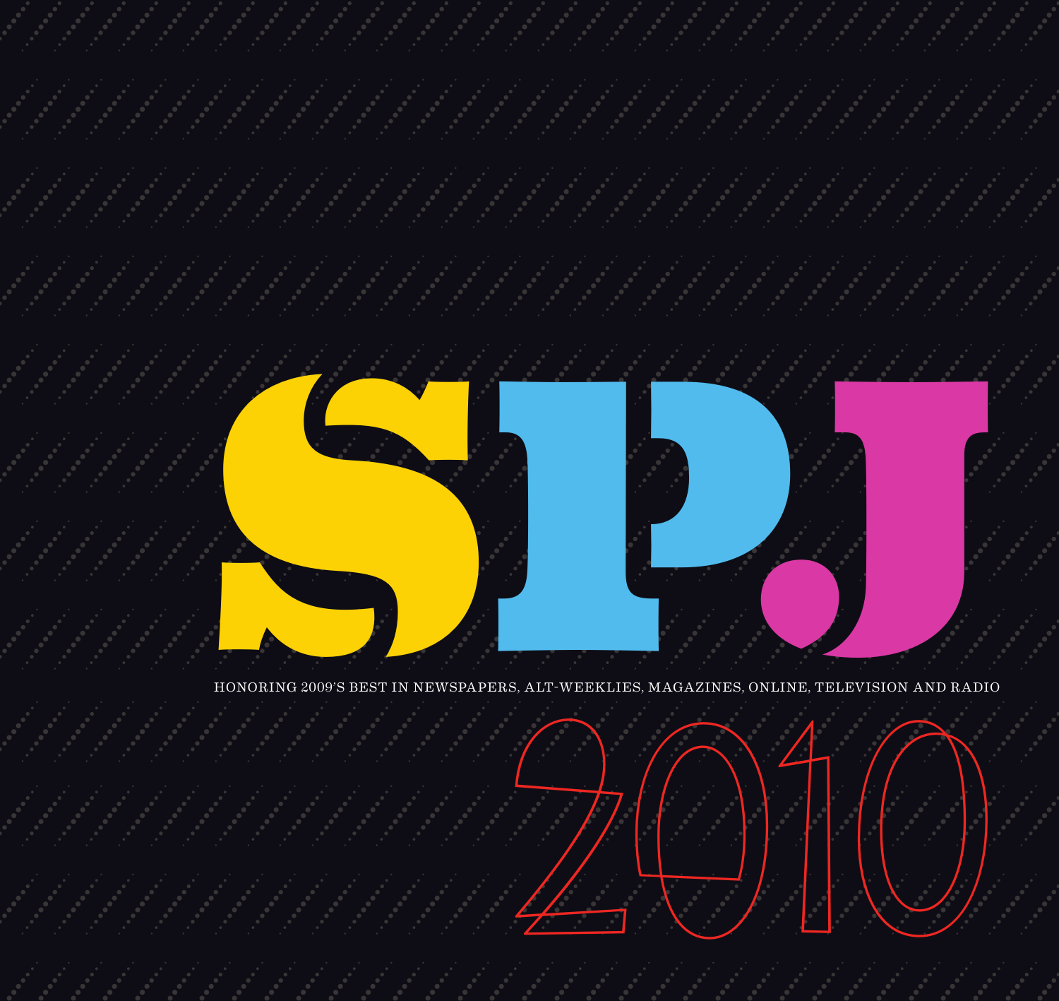# SPJ

HONORING 2009'S BEST IN NEWSPAPERS, ALT-WEEKLIES, MAGAZINES, ONLINE, TELEVISION AND RADIO

## 2010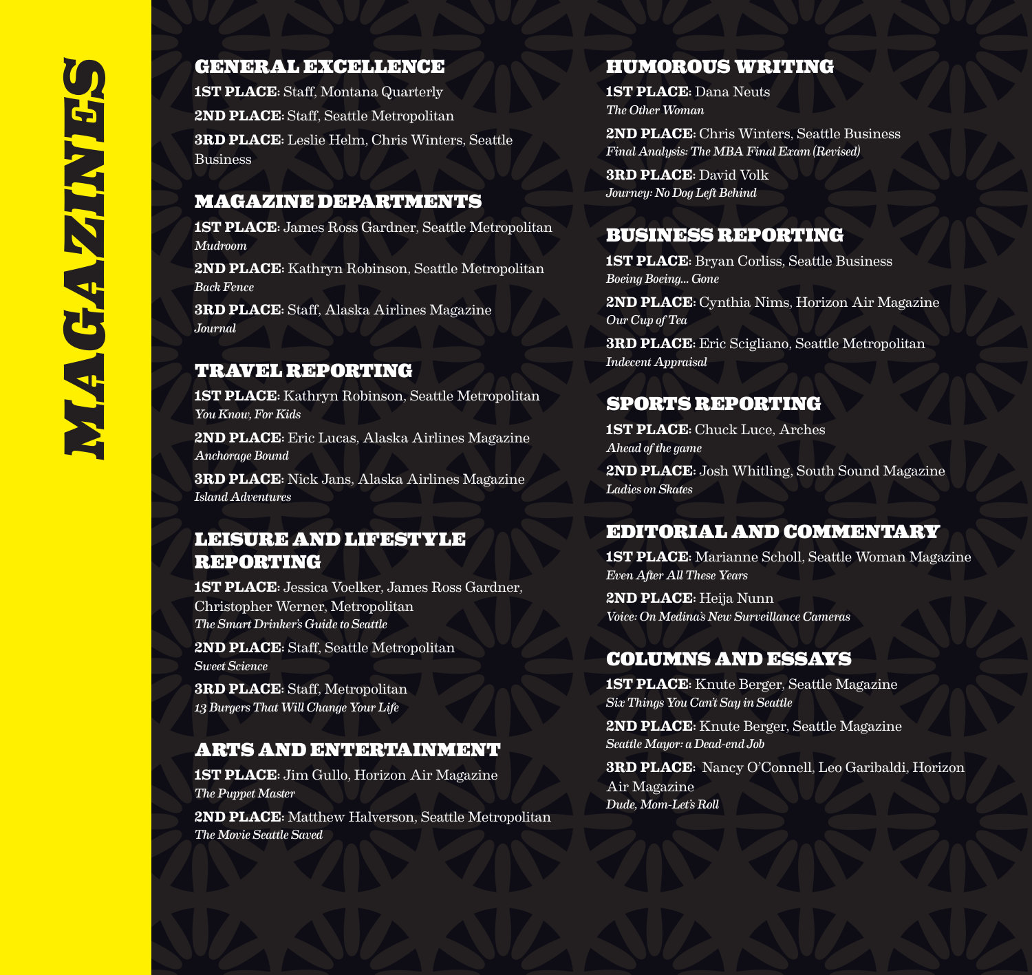# MAGAZINES

## GENERAL EXCELLENCE

**1ST PLACE**: Staff, Montana Quarterly

**2ND PLACE**: Staff, Seattle Metropolitan

**3RD PLACE**: Leslie Helm, Chris Winters, Seattle Business

## MAGAZINE DEPARTMENTS

**1ST PLACE**: James Ross Gardner, Seattle Metropolitan
*Mudroom*

**2ND PLACE**: Kathryn Robinson, Seattle Metropolitan
*Back Fence*

**3RD PLACE**: Staff, Alaska Airlines Magazine
*Journal*

## TRAVEL REPORTING

**1ST PLACE**: Kathryn Robinson, Seattle Metropolitan
*You Know, For Kids*

**2ND PLACE**: Eric Lucas, Alaska Airlines Magazine
*Anchorage Bound*

**3RD PLACE**: Nick Jans, Alaska Airlines Magazine
*Island Adventures*

## LEISURE AND LIFESTYLE REPORTING

**1ST PLACE**: Jessica Voelker, James Ross Gardner, Christopher Werner, Metropolitan
*The Smart Drinker's Guide to Seattle*

**2ND PLACE**: Staff, Seattle Metropolitan
*Sweet Science*

**3RD PLACE**: Staff, Metropolitan
*13 Burgers That Will Change Your Life*

## ARTS AND ENTERTAINMENT

**1ST PLACE**: Jim Gullo, Horizon Air Magazine
*The Puppet Master*

**2ND PLACE**: Matthew Halverson, Seattle Metropolitan
*The Movie Seattle Saved*

## HUMOROUS WRITING

**1ST PLACE**: Dana Neuts
*The Other Woman*

**2ND PLACE**: Chris Winters, Seattle Business
*Final Analysis: The MBA Final Exam (Revised)*

**3RD PLACE**: David Volk
*Journey: No Dog Left Behind*

## BUSINESS REPORTING

**1ST PLACE**: Bryan Corliss, Seattle Business
*Boeing Boeing... Gone*

**2ND PLACE**: Cynthia Nims, Horizon Air Magazine
*Our Cup of Tea*

**3RD PLACE**: Eric Scigliano, Seattle Metropolitan
*Indecent Appraisal*

## SPORTS REPORTING

**1ST PLACE**: Chuck Luce, Arches
*Ahead of the game*

**2ND PLACE**: Josh Whitling, South Sound Magazine
*Ladies on Skates*

## EDITORIAL AND COMMENTARY

**1ST PLACE**: Marianne Scholl, Seattle Woman Magazine
*Even After All These Years*

**2ND PLACE**: Heija Nunn
*Voice: On Medina's New Surveillance Cameras*

## COLUMNS AND ESSAYS

**1ST PLACE**: Knute Berger, Seattle Magazine
*Six Things You Can't Say in Seattle*

**2ND PLACE**: Knute Berger, Seattle Magazine
*Seattle Mayor: a Dead-end Job*

**3RD PLACE**: Nancy O'Connell, Leo Garibaldi, Horizon Air Magazine
*Dude, Mom-Let's Roll*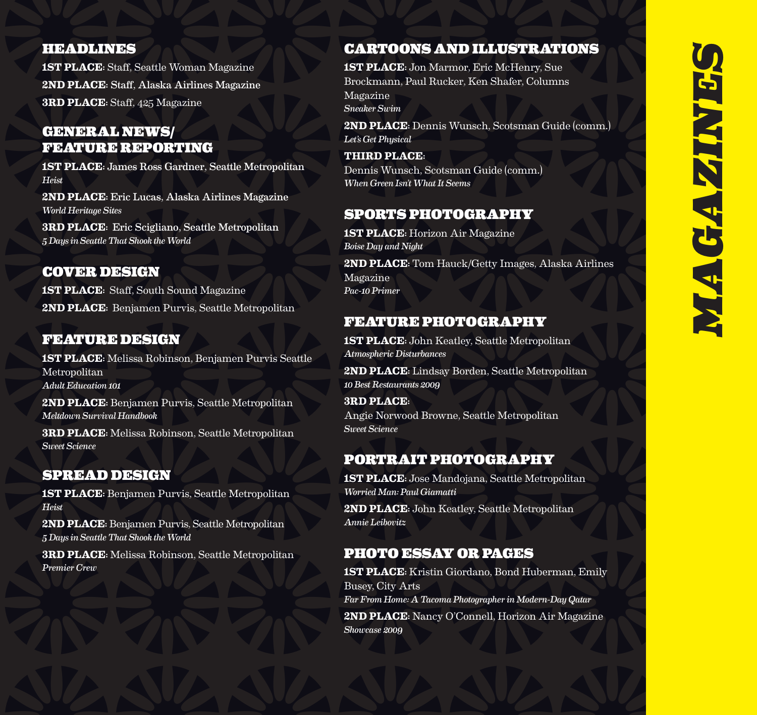# MAGAZINES

## HEADLINES

**1ST PLACE**: Staff, Seattle Woman Magazine

**2ND PLACE**: Staff, Alaska Airlines Magazine

**3RD PLACE**: Staff, 425 Magazine

## GENERAL NEWS/ FEATURE REPORTING

**1ST PLACE**: James Ross Gardner, Seattle Metropolitan
*Heist*

**2ND PLACE**: Eric Lucas, Alaska Airlines Magazine
*World Heritage Sites*

**3RD PLACE**: Eric Scigliano, Seattle Metropolitan
*5 Days in Seattle That Shook the World*

## COVER DESIGN

**1ST PLACE**: Staff, South Sound Magazine

**2ND PLACE**: Benjamen Purvis, Seattle Metropolitan

## FEATURE DESIGN

**1ST PLACE**: Melissa Robinson, Benjamen Purvis Seattle Metropolitan
*Adult Education 101*

**2ND PLACE**: Benjamen Purvis, Seattle Metropolitan
*Meltdown Survival Handbook*

**3RD PLACE**: Melissa Robinson, Seattle Metropolitan
*Sweet Science*

## SPREAD DESIGN

**1ST PLACE**: Benjamen Purvis, Seattle Metropolitan
*Heist*

**2ND PLACE**: Benjamen Purvis, Seattle Metropolitan
*5 Days in Seattle That Shook the World*

**3RD PLACE**: Melissa Robinson, Seattle Metropolitan
*Premier Crew*

## CARTOONS AND ILLUSTRATIONS

**1ST PLACE**: Jon Marmor, Eric McHenry, Sue Brockmann, Paul Rucker, Ken Shafer, Columns Magazine
*Sneaker Swim*

**2ND PLACE**: Dennis Wunsch, Scotsman Guide (comm.)
*Let's Get Physical*

**THIRD PLACE**:
Dennis Wunsch, Scotsman Guide (comm.)
*When Green Isn't What It Seems*

## SPORTS PHOTOGRAPHY

**1ST PLACE**: Horizon Air Magazine
*Boise Day and Night*

**2ND PLACE**: Tom Hauck/Getty Images, Alaska Airlines Magazine
*Pac-10 Primer*

## FEATURE PHOTOGRAPHY

**1ST PLACE**: John Keatley, Seattle Metropolitan
*Atmospheric Disturbances*

**2ND PLACE**: Lindsay Borden, Seattle Metropolitan
*10 Best Restaurants 2009*

**3RD PLACE**:
Angie Norwood Browne, Seattle Metropolitan
*Sweet Science*

## PORTRAIT PHOTOGRAPHY

**1ST PLACE**: Jose Mandojana, Seattle Metropolitan
*Worried Man: Paul Giamatti*

**2ND PLACE**: John Keatley, Seattle Metropolitan
*Annie Leibovitz*

## PHOTO ESSAY OR PAGES

**1ST PLACE**: Kristin Giordano, Bond Huberman, Emily Busey, City Arts
*Far From Home: A Tacoma Photographer in Modern-Day Qatar*

**2ND PLACE**: Nancy O'Connell, Horizon Air Magazine
*Showcase 2009*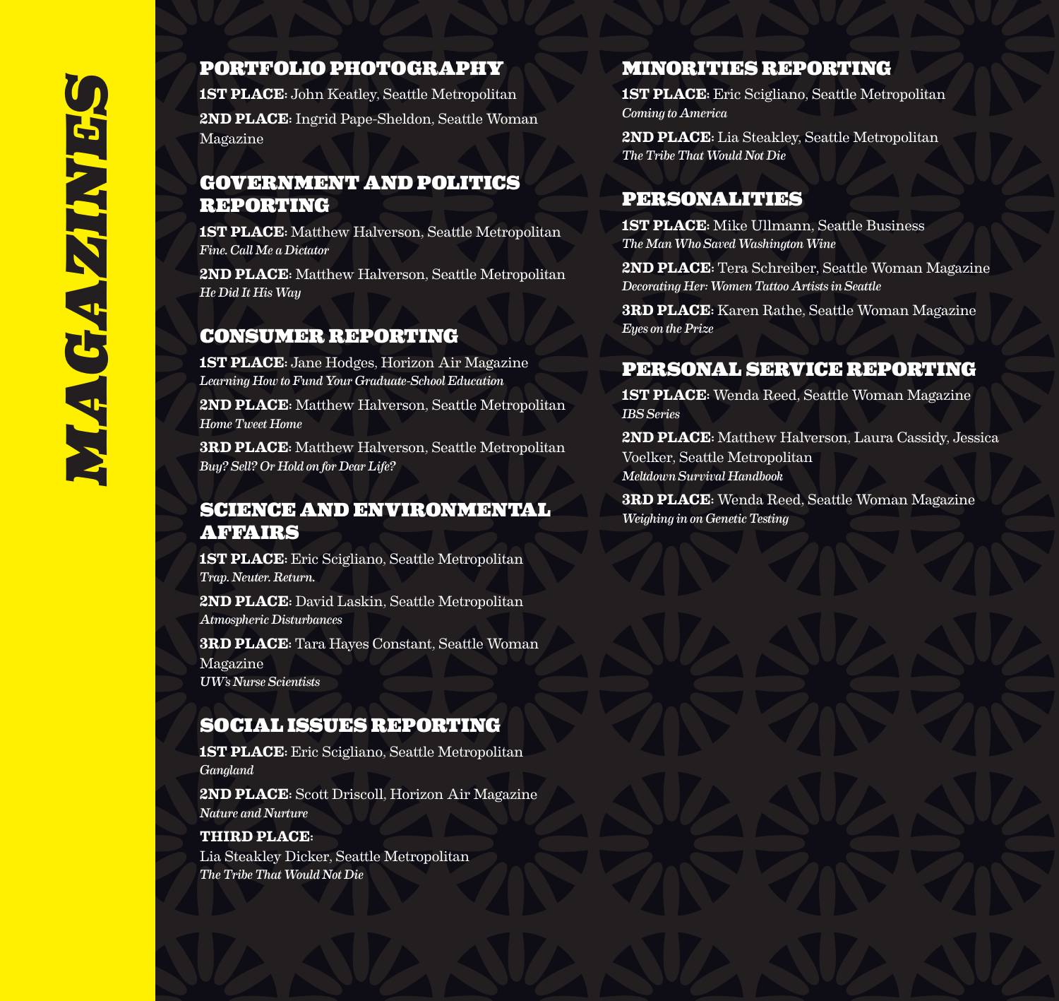# MAGAZINES

## PORTFOLIO PHOTOGRAPHY

**1ST PLACE**: John Keatley, Seattle Metropolitan

**2ND PLACE**: Ingrid Pape-Sheldon, Seattle Woman Magazine

## GOVERNMENT AND POLITICS REPORTING

**1ST PLACE**: Matthew Halverson, Seattle Metropolitan
*Fine. Call Me a Dictator*

**2ND PLACE**: Matthew Halverson, Seattle Metropolitan
*He Did It His Way*

## CONSUMER REPORTING

**1ST PLACE**: Jane Hodges, Horizon Air Magazine
*Learning How to Fund Your Graduate-School Education*

**2ND PLACE**: Matthew Halverson, Seattle Metropolitan
*Home Tweet Home*

**3RD PLACE**: Matthew Halverson, Seattle Metropolitan
*Buy? Sell? Or Hold on for Dear Life?*

## SCIENCE AND ENVIRONMENTAL AFFAIRS

**1ST PLACE**: Eric Scigliano, Seattle Metropolitan
*Trap. Neuter. Return.*

**2ND PLACE**: David Laskin, Seattle Metropolitan
*Atmospheric Disturbances*

**3RD PLACE**: Tara Hayes Constant, Seattle Woman Magazine
*UW's Nurse Scientists*

## SOCIAL ISSUES REPORTING

**1ST PLACE**: Eric Scigliano, Seattle Metropolitan
*Gangland*

**2ND PLACE**: Scott Driscoll, Horizon Air Magazine
*Nature and Nurture*

**THIRD PLACE**:
Lia Steakley Dicker, Seattle Metropolitan
*The Tribe That Would Not Die*

## MINORITIES REPORTING

**1ST PLACE**: Eric Scigliano, Seattle Metropolitan
*Coming to America*

**2ND PLACE**: Lia Steakley, Seattle Metropolitan
*The Tribe That Would Not Die*

## PERSONALITIES

**1ST PLACE**: Mike Ullmann, Seattle Business
*The Man Who Saved Washington Wine*

**2ND PLACE**: Tera Schreiber, Seattle Woman Magazine
*Decorating Her: Women Tattoo Artists in Seattle*

**3RD PLACE**: Karen Rathe, Seattle Woman Magazine
*Eyes on the Prize*

## PERSONAL SERVICE REPORTING

**1ST PLACE**: Wenda Reed, Seattle Woman Magazine
*IBS Series*

**2ND PLACE**: Matthew Halverson, Laura Cassidy, Jessica Voelker, Seattle Metropolitan
*Meltdown Survival Handbook*

**3RD PLACE**: Wenda Reed, Seattle Woman Magazine
*Weighing in on Genetic Testing*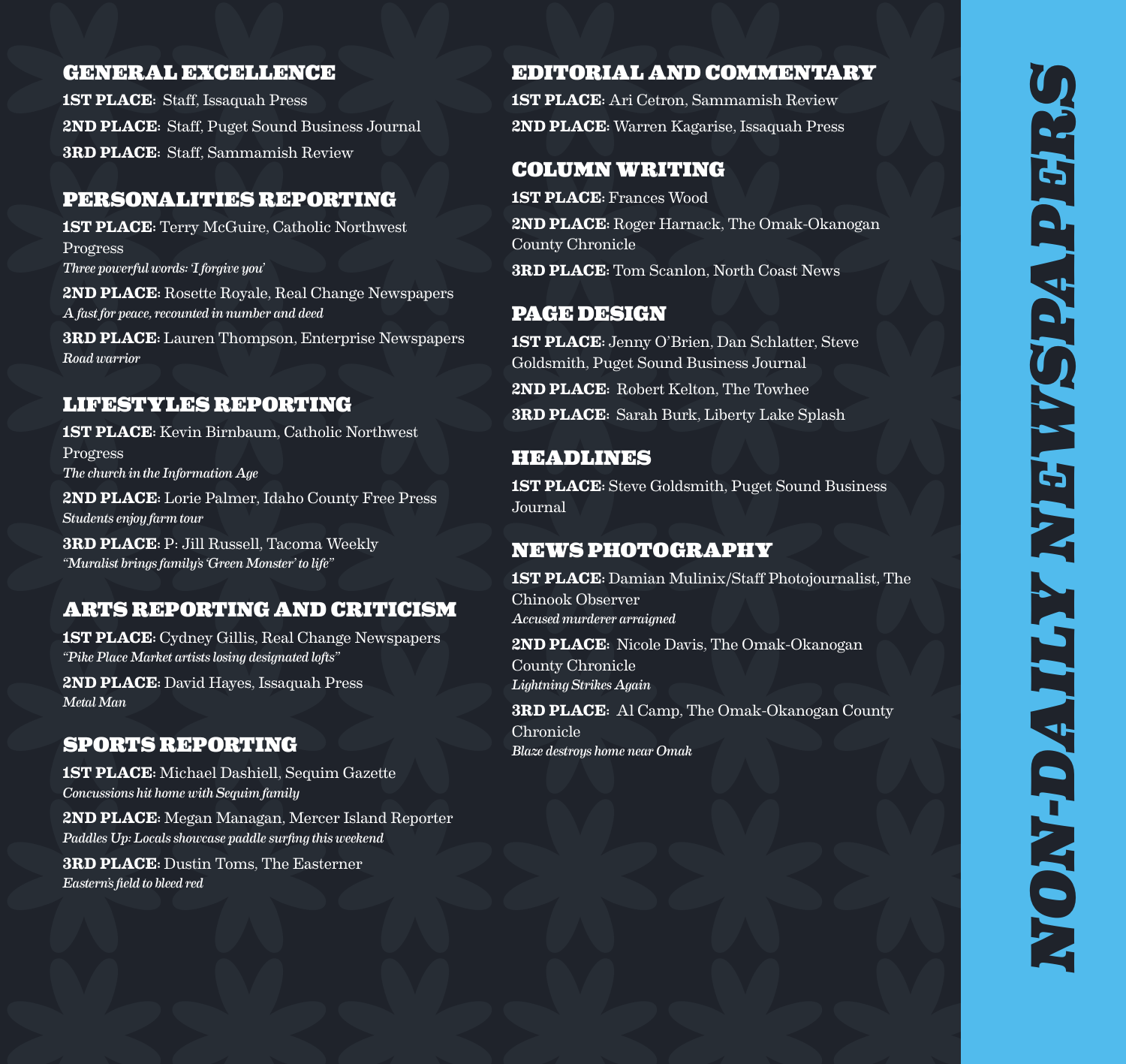# NON-DAILY NEWSPAPERS

## GENERAL EXCELLENCE

**1ST PLACE**: Staff, Issaquah Press

**2ND PLACE**: Staff, Puget Sound Business Journal

**3RD PLACE**: Staff, Sammamish Review

## PERSONALITIES REPORTING

**1ST PLACE**: Terry McGuire, Catholic Northwest Progress
*Three powerful words: 'I forgive you'*

**2ND PLACE**: Rosette Royale, Real Change Newspapers
*A fast for peace, recounted in number and deed*

**3RD PLACE**: Lauren Thompson, Enterprise Newspapers
*Road warrior*

## LIFESTYLES REPORTING

**1ST PLACE**: Kevin Birnbaum, Catholic Northwest Progress
*The church in the Information Age*

**2ND PLACE**: Lorie Palmer, Idaho County Free Press
*Students enjoy farm tour*

**3RD PLACE**: P: Jill Russell, Tacoma Weekly
*"Muralist brings family's 'Green Monster' to life"*

## ARTS REPORTING AND CRITICISM

**1ST PLACE**: Cydney Gillis, Real Change Newspapers
*"Pike Place Market artists losing designated lofts"*

**2ND PLACE**: David Hayes, Issaquah Press
*Metal Man*

## SPORTS REPORTING

**1ST PLACE**: Michael Dashiell, Sequim Gazette
*Concussions hit home with Sequim family*

**2ND PLACE**: Megan Managan, Mercer Island Reporter
*Paddles Up: Locals showcase paddle surfing this weekend*

**3RD PLACE**: Dustin Toms, The Easterner
*Eastern's field to bleed red*

## EDITORIAL AND COMMENTARY

**1ST PLACE**: Ari Cetron, Sammamish Review

**2ND PLACE**: Warren Kagarise, Issaquah Press

## COLUMN WRITING

**1ST PLACE**: Frances Wood

**2ND PLACE**: Roger Harnack, The Omak-Okanogan County Chronicle

**3RD PLACE**: Tom Scanlon, North Coast News

## PAGE DESIGN

**1ST PLACE**: Jenny O'Brien, Dan Schlatter, Steve Goldsmith, Puget Sound Business Journal

**2ND PLACE**: Robert Kelton, The Towhee

**3RD PLACE**: Sarah Burk, Liberty Lake Splash

## HEADLINES

**1ST PLACE**: Steve Goldsmith, Puget Sound Business Journal

## NEWS PHOTOGRAPHY

**1ST PLACE**: Damian Mulinix/Staff Photojournalist, The Chinook Observer
*Accused murderer arraigned*

**2ND PLACE**: Nicole Davis, The Omak-Okanogan County Chronicle
*Lightning Strikes Again*

**3RD PLACE**: Al Camp, The Omak-Okanogan County Chronicle
*Blaze destroys home near Omak*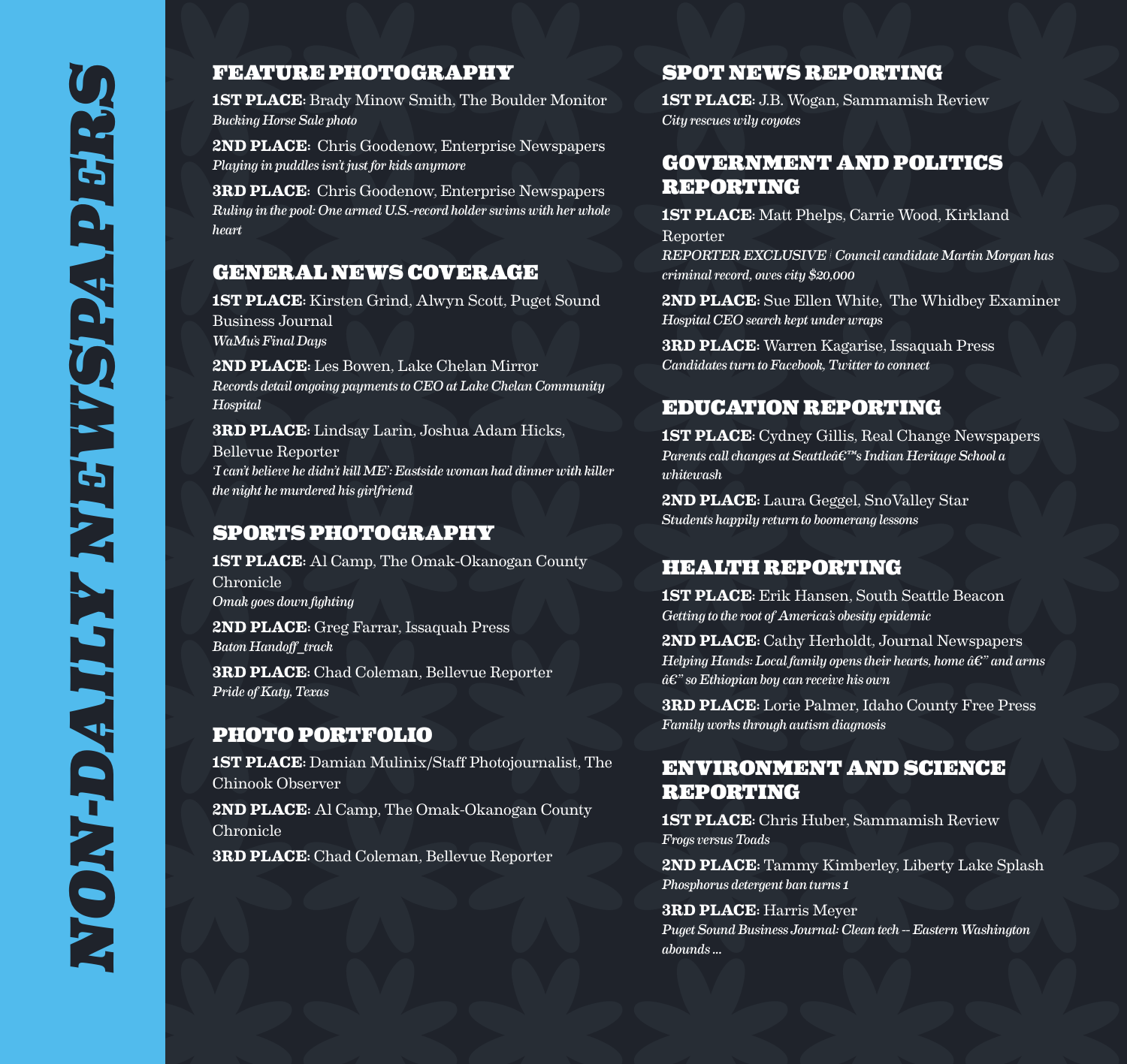# NON-DAILY NEWSPAPERS

## FEATURE PHOTOGRAPHY

**1ST PLACE**: Brady Minow Smith, The Boulder Monitor
*Bucking Horse Sale photo*

**2ND PLACE**: Chris Goodenow, Enterprise Newspapers
*Playing in puddles isn't just for kids anymore*

**3RD PLACE**: Chris Goodenow, Enterprise Newspapers
*Ruling in the pool: One armed U.S.-record holder swims with her whole heart*

## GENERAL NEWS COVERAGE

**1ST PLACE**: Kirsten Grind, Alwyn Scott, Puget Sound Business Journal
*WaMu's Final Days*

**2ND PLACE**: Les Bowen, Lake Chelan Mirror
*Records detail ongoing payments to CEO at Lake Chelan Community Hospital*

**3RD PLACE**: Lindsay Larin, Joshua Adam Hicks, Bellevue Reporter
*'I can't believe he didn't kill ME': Eastside woman had dinner with killer the night he murdered his girlfriend*

## SPORTS PHOTOGRAPHY

**1ST PLACE**: Al Camp, The Omak-Okanogan County Chronicle
*Omak goes down fighting*

**2ND PLACE**: Greg Farrar, Issaquah Press
*Baton Handoff_track*

**3RD PLACE**: Chad Coleman, Bellevue Reporter
*Pride of Katy, Texas*

## PHOTO PORTFOLIO

**1ST PLACE**: Damian Mulinix/Staff Photojournalist, The Chinook Observer

**2ND PLACE**: Al Camp, The Omak-Okanogan County Chronicle

**3RD PLACE**: Chad Coleman, Bellevue Reporter

## SPOT NEWS REPORTING

**1ST PLACE**: J.B. Wogan, Sammamish Review
*City rescues wily coyotes*

## GOVERNMENT AND POLITICS REPORTING

**1ST PLACE**: Matt Phelps, Carrie Wood, Kirkland Reporter
*REPORTER EXCLUSIVE | Council candidate Martin Morgan has criminal record, owes city $20,000*

**2ND PLACE**: Sue Ellen White, The Whidbey Examiner
*Hospital CEO search kept under wraps*

**3RD PLACE**: Warren Kagarise, Issaquah Press
*Candidates turn to Facebook, Twitter to connect*

## EDUCATION REPORTING

**1ST PLACE**: Cydney Gillis, Real Change Newspapers
*Parents call changes at Seattleâ€™s Indian Heritage School a whitewash*

**2ND PLACE**: Laura Geggel, SnoValley Star
*Students happily return to boomerang lessons*

## HEALTH REPORTING

**1ST PLACE**: Erik Hansen, South Seattle Beacon
*Getting to the root of America's obesity epidemic*

**2ND PLACE**: Cathy Herholdt, Journal Newspapers
*Helping Hands: Local family opens their hearts, home â€" and arms â€" so Ethiopian boy can receive his own*

**3RD PLACE**: Lorie Palmer, Idaho County Free Press
*Family works through autism diagnosis*

## ENVIRONMENT AND SCIENCE REPORTING

**1ST PLACE**: Chris Huber, Sammamish Review
*Frogs versus Toads*

**2ND PLACE**: Tammy Kimberley, Liberty Lake Splash
*Phosphorus detergent ban turns 1*

**3RD PLACE**: Harris Meyer
*Puget Sound Business Journal: Clean tech -- Eastern Washington abounds ...*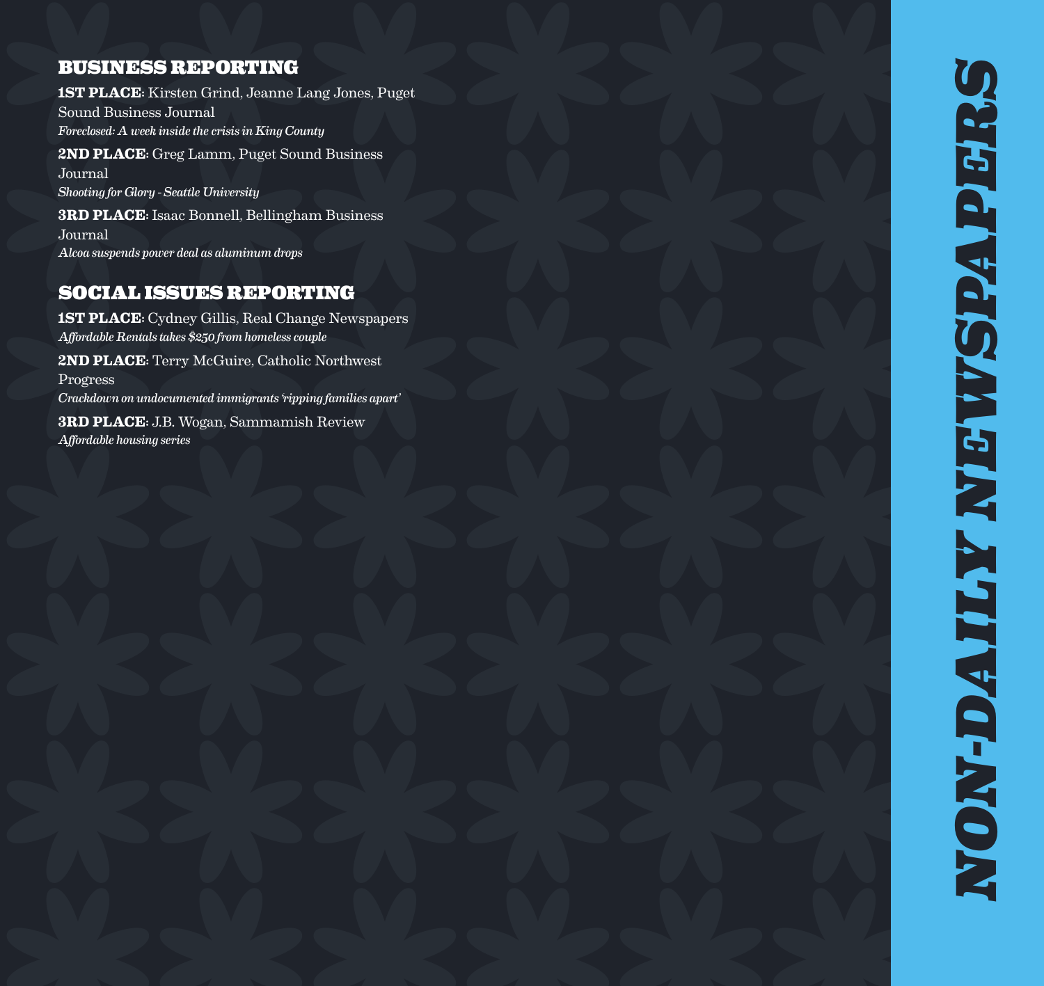## BUSINESS REPORTING

**1ST PLACE**: Kirsten Grind, Jeanne Lang Jones, Puget Sound Business Journal
*Foreclosed: A week inside the crisis in King County*

**2ND PLACE**: Greg Lamm, Puget Sound Business Journal
*Shooting for Glory - Seattle University*

**3RD PLACE**: Isaac Bonnell, Bellingham Business Journal
*Alcoa suspends power deal as aluminum drops*

## SOCIAL ISSUES REPORTING

**1ST PLACE**: Cydney Gillis, Real Change Newspapers
*Affordable Rentals takes $250 from homeless couple*

**2ND PLACE**: Terry McGuire, Catholic Northwest Progress
*Crackdown on undocumented immigrants 'ripping families apart'*

**3RD PLACE**: J.B. Wogan, Sammamish Review
*Affordable housing series*

NON-DAILY NEWSPAPERS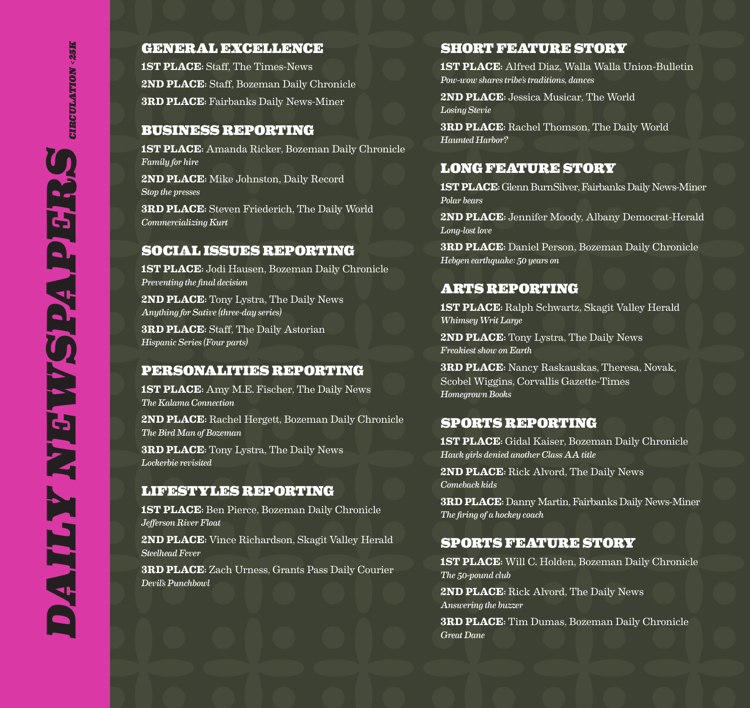# DAILY NEWSPAPERS

*CIRCULATION <25K*

## GENERAL EXCELLENCE

**1ST PLACE**: Staff, The Times-News

**2ND PLACE**: Staff, Bozeman Daily Chronicle

**3RD PLACE**: Fairbanks Daily News-Miner

## BUSINESS REPORTING

**1ST PLACE**: Amanda Ricker, Bozeman Daily Chronicle
*Family for hire*

**2ND PLACE**: Mike Johnston, Daily Record
*Stop the presses*

**3RD PLACE**: Steven Friederich, The Daily World
*Commercializing Kurt*

## SOCIAL ISSUES REPORTING

**1ST PLACE**: Jodi Hausen, Bozeman Daily Chronicle
*Preventing the final decision*

**2ND PLACE**: Tony Lystra, The Daily News
*Anything for Sative (three-day series)*

**3RD PLACE**: Staff, The Daily Astorian
*Hispanic Series (Four parts)*

## PERSONALITIES REPORTING

**1ST PLACE**: Amy M.E. Fischer, The Daily News
*The Kalama Connection*

**2ND PLACE**: Rachel Hergett, Bozeman Daily Chronicle
*The Bird Man of Bozeman*

**3RD PLACE**: Tony Lystra, The Daily News
*Lockerbie revisited*

## LIFESTYLES REPORTING

**1ST PLACE**: Ben Pierce, Bozeman Daily Chronicle
*Jefferson River Float*

**2ND PLACE**: Vince Richardson, Skagit Valley Herald
*Steelhead Fever*

**3RD PLACE**: Zach Urness, Grants Pass Daily Courier
*Devil's Punchbowl*

## SHORT FEATURE STORY

**1ST PLACE**: Alfred Diaz, Walla Walla Union-Bulletin
*Pow-wow shares tribe's traditions, dances*

**2ND PLACE**: Jessica Musicar, The World
*Losing Stevie*

**3RD PLACE**: Rachel Thomson, The Daily World
*Haunted Harbor?*

## LONG FEATURE STORY

**1ST PLACE**: Glenn BurnSilver, Fairbanks Daily News-Miner
*Polar bears*

**2ND PLACE**: Jennifer Moody, Albany Democrat-Herald
*Long-lost love*

**3RD PLACE**: Daniel Person, Bozeman Daily Chronicle
*Hebgen earthquake: 50 years on*

## ARTS REPORTING

**1ST PLACE**: Ralph Schwartz, Skagit Valley Herald
*Whimsey Writ Large*

**2ND PLACE**: Tony Lystra, The Daily News
*Freakiest show on Earth*

**3RD PLACE**: Nancy Raskauskas, Theresa, Novak, Scobel Wiggins, Corvallis Gazette-Times
*Homegrown Books*

## SPORTS REPORTING

**1ST PLACE**: Gidal Kaiser, Bozeman Daily Chronicle
*Hawk girls denied another Class AA title*

**2ND PLACE**: Rick Alvord, The Daily News
*Comeback kids*

**3RD PLACE**: Danny Martin, Fairbanks Daily News-Miner
*The firing of a hockey coach*

## SPORTS FEATURE STORY

**1ST PLACE**: Will C. Holden, Bozeman Daily Chronicle
*The 50-pound club*

**2ND PLACE**: Rick Alvord, The Daily News
*Answering the buzzer*

**3RD PLACE**: Tim Dumas, Bozeman Daily Chronicle
*Great Dane*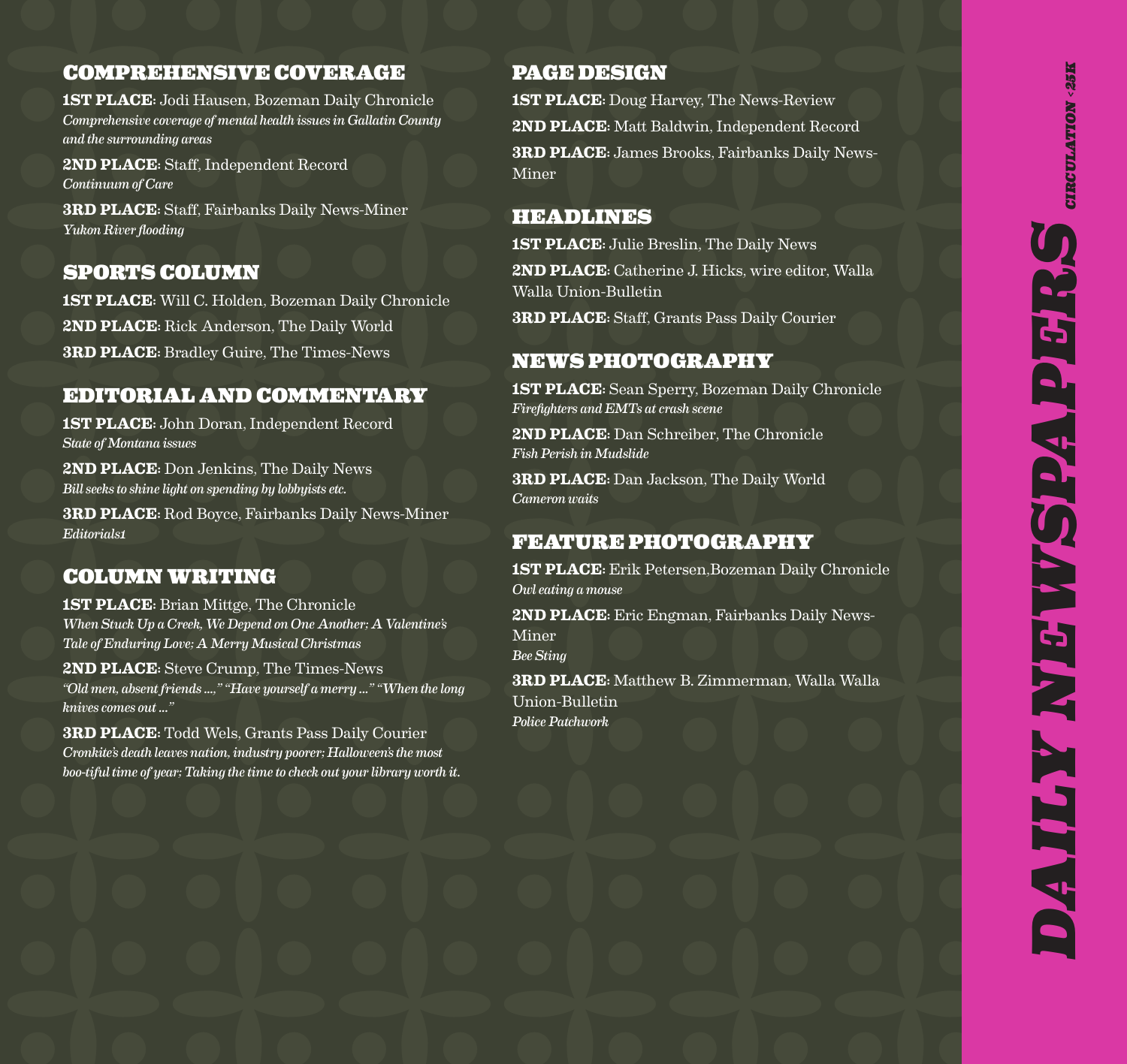# DAILY NEWSPAPERS

*CIRCULATION <25K*

## COMPREHENSIVE COVERAGE

**1ST PLACE**: Jodi Hausen, Bozeman Daily Chronicle
*Comprehensive coverage of mental health issues in Gallatin County and the surrounding areas*

**2ND PLACE**: Staff, Independent Record
*Continuum of Care*

**3RD PLACE**: Staff, Fairbanks Daily News-Miner
*Yukon River flooding*

## SPORTS COLUMN

**1ST PLACE**: Will C. Holden, Bozeman Daily Chronicle

**2ND PLACE**: Rick Anderson, The Daily World

**3RD PLACE**: Bradley Guire, The Times-News

## EDITORIAL AND COMMENTARY

**1ST PLACE**: John Doran, Independent Record
*State of Montana issues*

**2ND PLACE**: Don Jenkins, The Daily News
*Bill seeks to shine light on spending by lobbyists etc.*

**3RD PLACE**: Rod Boyce, Fairbanks Daily News-Miner
*Editorials1*

## COLUMN WRITING

**1ST PLACE**: Brian Mittge, The Chronicle
*When Stuck Up a Creek, We Depend on One Another; A Valentine's Tale of Enduring Love; A Merry Musical Christmas*

**2ND PLACE**: Steve Crump, The Times-News
*"Old men, absent friends ...," "Have yourself a merry ..." "When the long knives comes out ..."*

**3RD PLACE**: Todd Wels, Grants Pass Daily Courier
*Cronkite's death leaves nation, industry poorer; Halloween's the most boo-tiful time of year; Taking the time to check out your library worth it.*

## PAGE DESIGN

**1ST PLACE**: Doug Harvey, The News-Review

**2ND PLACE**: Matt Baldwin, Independent Record

**3RD PLACE**: James Brooks, Fairbanks Daily News-Miner

## HEADLINES

**1ST PLACE**: Julie Breslin, The Daily News

**2ND PLACE**: Catherine J. Hicks, wire editor, Walla Walla Union-Bulletin

**3RD PLACE**: Staff, Grants Pass Daily Courier

## NEWS PHOTOGRAPHY

**1ST PLACE**: Sean Sperry, Bozeman Daily Chronicle
*Firefighters and EMTs at crash scene*

**2ND PLACE**: Dan Schreiber, The Chronicle
*Fish Perish in Mudslide*

**3RD PLACE**: Dan Jackson, The Daily World
*Cameron waits*

## FEATURE PHOTOGRAPHY

**1ST PLACE**: Erik Petersen,Bozeman Daily Chronicle
*Owl eating a mouse*

**2ND PLACE**: Eric Engman, Fairbanks Daily News-Miner
*Bee Sting*

**3RD PLACE**: Matthew B. Zimmerman, Walla Walla Union-Bulletin
*Police Patchwork*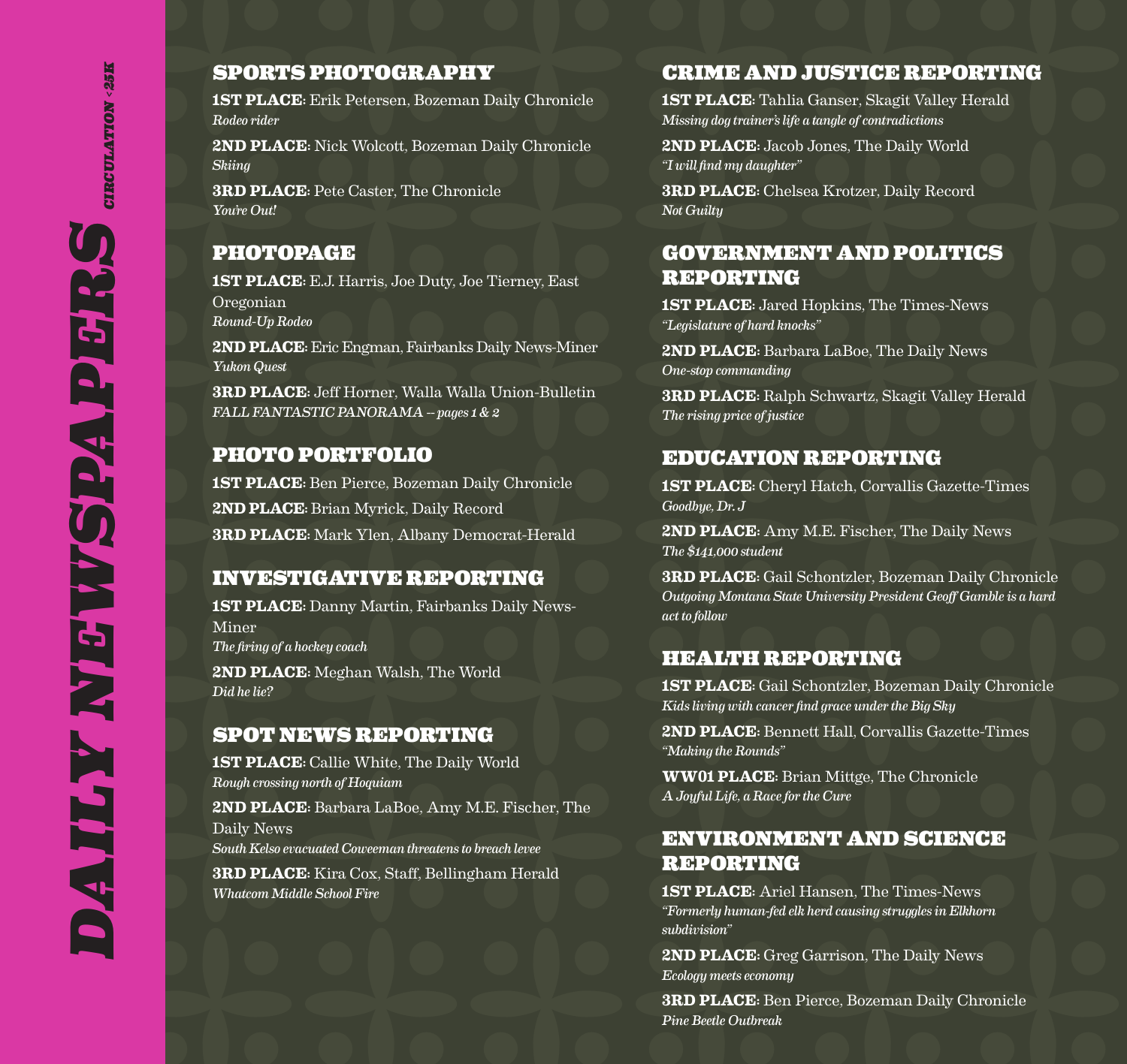# DAILY NEWSPAPERS

*CIRCULATION <25K*

## SPORTS PHOTOGRAPHY

**1ST PLACE**: Erik Petersen, Bozeman Daily Chronicle
*Rodeo rider*

**2ND PLACE**: Nick Wolcott, Bozeman Daily Chronicle
*Skiing*

**3RD PLACE**: Pete Caster, The Chronicle
*You're Out!*

## PHOTOPAGE

**1ST PLACE**: E.J. Harris, Joe Duty, Joe Tierney, East Oregonian
*Round-Up Rodeo*

**2ND PLACE**: Eric Engman, Fairbanks Daily News-Miner
*Yukon Quest*

**3RD PLACE**: Jeff Horner, Walla Walla Union-Bulletin
*FALL FANTASTIC PANORAMA -- pages 1 & 2*

## PHOTO PORTFOLIO

**1ST PLACE**: Ben Pierce, Bozeman Daily Chronicle

**2ND PLACE**: Brian Myrick, Daily Record

**3RD PLACE**: Mark Ylen, Albany Democrat-Herald

## INVESTIGATIVE REPORTING

**1ST PLACE**: Danny Martin, Fairbanks Daily News-Miner
*The firing of a hockey coach*

**2ND PLACE**: Meghan Walsh, The World
*Did he lie?*

## SPOT NEWS REPORTING

**1ST PLACE**: Callie White, The Daily World
*Rough crossing north of Hoquiam*

**2ND PLACE**: Barbara LaBoe, Amy M.E. Fischer, The Daily News
*South Kelso evacuated Coweeman threatens to breach levee*

**3RD PLACE**: Kira Cox, Staff, Bellingham Herald
*Whatcom Middle School Fire*

## CRIME AND JUSTICE REPORTING

**1ST PLACE**: Tahlia Ganser, Skagit Valley Herald
*Missing dog trainer's life a tangle of contradictions*

**2ND PLACE**: Jacob Jones, The Daily World
*"I will find my daughter"*

**3RD PLACE**: Chelsea Krotzer, Daily Record
*Not Guilty*

## GOVERNMENT AND POLITICS REPORTING

**1ST PLACE**: Jared Hopkins, The Times-News
*"Legislature of hard knocks"*

**2ND PLACE**: Barbara LaBoe, The Daily News
*One-stop commanding*

**3RD PLACE**: Ralph Schwartz, Skagit Valley Herald
*The rising price of justice*

## EDUCATION REPORTING

**1ST PLACE**: Cheryl Hatch, Corvallis Gazette-Times
*Goodbye, Dr. J*

**2ND PLACE**: Amy M.E. Fischer, The Daily News
*The $141,000 student*

**3RD PLACE**: Gail Schontzler, Bozeman Daily Chronicle
*Outgoing Montana State University President Geoff Gamble is a hard act to follow*

## HEALTH REPORTING

**1ST PLACE**: Gail Schontzler, Bozeman Daily Chronicle
*Kids living with cancer find grace under the Big Sky*

**2ND PLACE**: Bennett Hall, Corvallis Gazette-Times
*"Making the Rounds"*

**WW01 PLACE**: Brian Mittge, The Chronicle
*A Joyful Life, a Race for the Cure*

## ENVIRONMENT AND SCIENCE REPORTING

**1ST PLACE**: Ariel Hansen, The Times-News
*"Formerly human-fed elk herd causing struggles in Elkhorn subdivision"*

**2ND PLACE**: Greg Garrison, The Daily News
*Ecology meets economy*

**3RD PLACE**: Ben Pierce, Bozeman Daily Chronicle
*Pine Beetle Outbreak*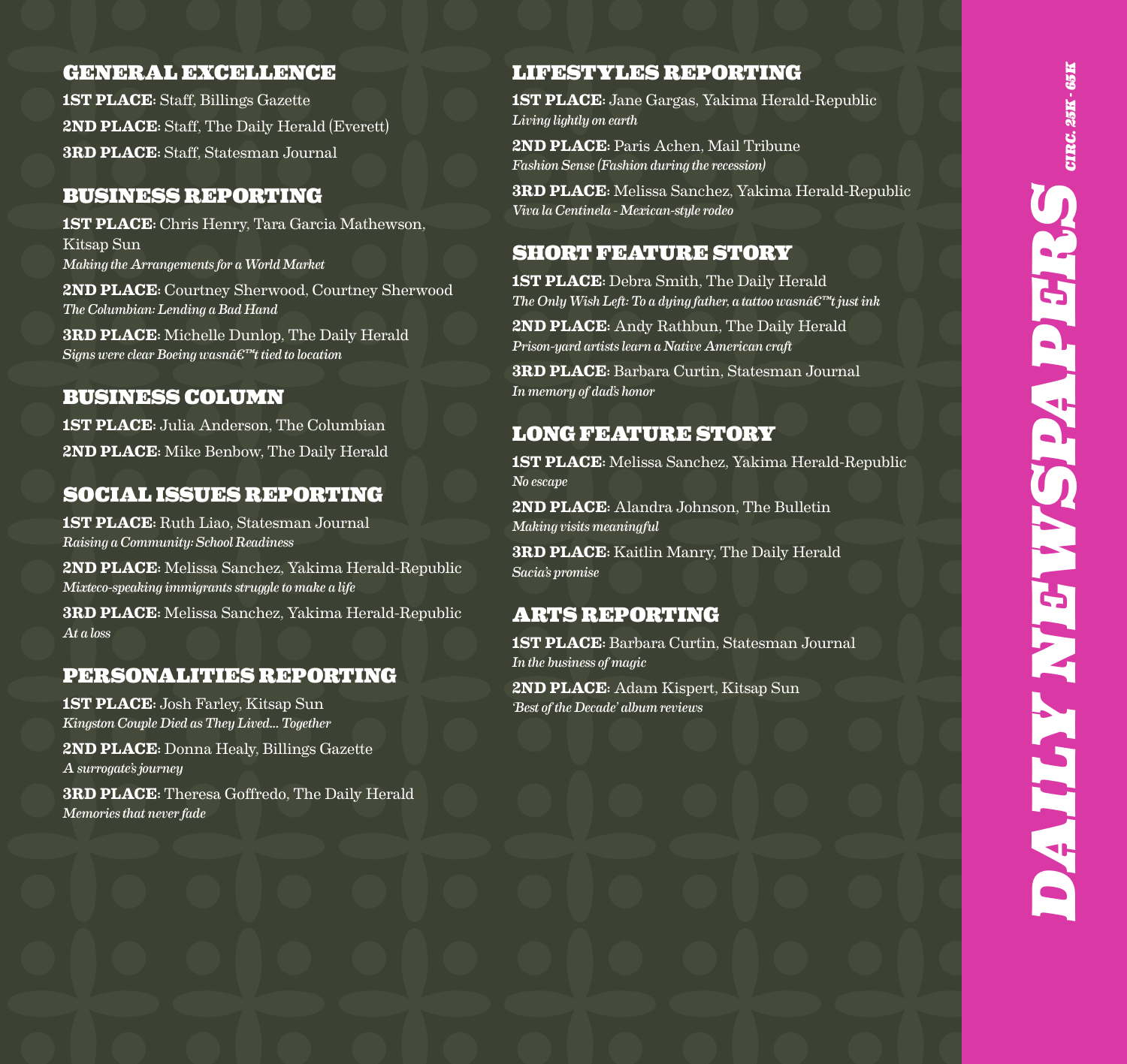# DAILY NEWSPAPERS

*CIRC. 25K - 65K*

## GENERAL EXCELLENCE

**1ST PLACE**: Staff, Billings Gazette

**2ND PLACE**: Staff, The Daily Herald (Everett)

**3RD PLACE**: Staff, Statesman Journal

## BUSINESS REPORTING

**1ST PLACE**: Chris Henry, Tara Garcia Mathewson, Kitsap Sun
*Making the Arrangements for a World Market*

**2ND PLACE**: Courtney Sherwood, Courtney Sherwood
*The Columbian: Lending a Bad Hand*

**3RD PLACE**: Michelle Dunlop, The Daily Herald
*Signs were clear Boeing wasnâ€™t tied to location*

## BUSINESS COLUMN

**1ST PLACE**: Julia Anderson, The Columbian

**2ND PLACE**: Mike Benbow, The Daily Herald

## SOCIAL ISSUES REPORTING

**1ST PLACE**: Ruth Liao, Statesman Journal
*Raising a Community: School Readiness*

**2ND PLACE**: Melissa Sanchez, Yakima Herald-Republic
*Mixteco-speaking immigrants struggle to make a life*

**3RD PLACE**: Melissa Sanchez, Yakima Herald-Republic
*At a loss*

## PERSONALITIES REPORTING

**1ST PLACE**: Josh Farley, Kitsap Sun
*Kingston Couple Died as They Lived... Together*

**2ND PLACE**: Donna Healy, Billings Gazette
*A surrogate's journey*

**3RD PLACE**: Theresa Goffredo, The Daily Herald
*Memories that never fade*

## LIFESTYLES REPORTING

**1ST PLACE**: Jane Gargas, Yakima Herald-Republic
*Living lightly on earth*

**2ND PLACE**: Paris Achen, Mail Tribune
*Fashion Sense (Fashion during the recession)*

**3RD PLACE**: Melissa Sanchez, Yakima Herald-Republic
*Viva la Centinela - Mexican-style rodeo*

## SHORT FEATURE STORY

**1ST PLACE**: Debra Smith, The Daily Herald
*The Only Wish Left: To a dying father, a tattoo wasnâ€™t just ink*

**2ND PLACE**: Andy Rathbun, The Daily Herald
*Prison-yard artists learn a Native American craft*

**3RD PLACE**: Barbara Curtin, Statesman Journal
*In memory of dad's honor*

## LONG FEATURE STORY

**1ST PLACE**: Melissa Sanchez, Yakima Herald-Republic
*No escape*

**2ND PLACE**: Alandra Johnson, The Bulletin
*Making visits meaningful*

**3RD PLACE**: Kaitlin Manry, The Daily Herald
*Sacia's promise*

## ARTS REPORTING

**1ST PLACE**: Barbara Curtin, Statesman Journal
*In the business of magic*

**2ND PLACE**: Adam Kispert, Kitsap Sun
*'Best of the Decade' album reviews*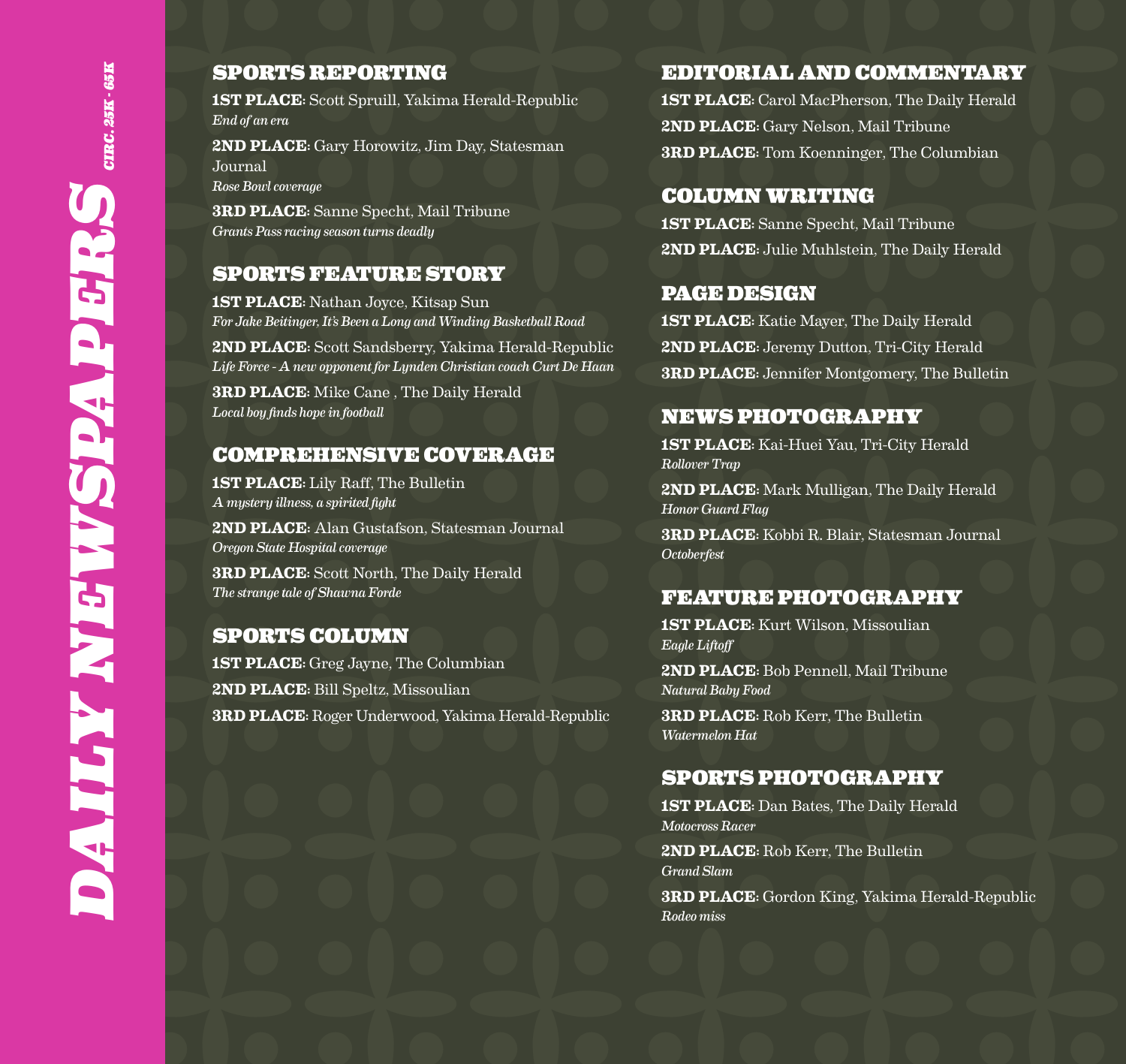# DAILY NEWSPAPERS

*CIRC. 25K - 65K*

## SPORTS REPORTING

**1ST PLACE**: Scott Spruill, Yakima Herald-Republic
*End of an era*

**2ND PLACE**: Gary Horowitz, Jim Day, Statesman Journal
*Rose Bowl coverage*

**3RD PLACE**: Sanne Specht, Mail Tribune
*Grants Pass racing season turns deadly*

## SPORTS FEATURE STORY

**1ST PLACE**: Nathan Joyce, Kitsap Sun
*For Jake Beitinger, It's Been a Long and Winding Basketball Road*

**2ND PLACE**: Scott Sandsberry, Yakima Herald-Republic
*Life Force - A new opponent for Lynden Christian coach Curt De Haan*

**3RD PLACE**: Mike Cane , The Daily Herald
*Local boy finds hope in football*

## COMPREHENSIVE COVERAGE

**1ST PLACE**: Lily Raff, The Bulletin
*A mystery illness, a spirited fight*

**2ND PLACE**: Alan Gustafson, Statesman Journal
*Oregon State Hospital coverage*

**3RD PLACE**: Scott North, The Daily Herald
*The strange tale of Shawna Forde*

## SPORTS COLUMN

**1ST PLACE**: Greg Jayne, The Columbian

**2ND PLACE**: Bill Speltz, Missoulian

**3RD PLACE**: Roger Underwood, Yakima Herald-Republic

## EDITORIAL AND COMMENTARY

**1ST PLACE**: Carol MacPherson, The Daily Herald

**2ND PLACE**: Gary Nelson, Mail Tribune

**3RD PLACE**: Tom Koenninger, The Columbian

## COLUMN WRITING

**1ST PLACE**: Sanne Specht, Mail Tribune

**2ND PLACE**: Julie Muhlstein, The Daily Herald

## PAGE DESIGN

**1ST PLACE**: Katie Mayer, The Daily Herald

**2ND PLACE**: Jeremy Dutton, Tri-City Herald

**3RD PLACE**: Jennifer Montgomery, The Bulletin

## NEWS PHOTOGRAPHY

**1ST PLACE**: Kai-Huei Yau, Tri-City Herald
*Rollover Trap*

**2ND PLACE**: Mark Mulligan, The Daily Herald
*Honor Guard Flag*

**3RD PLACE**: Kobbi R. Blair, Statesman Journal
*Octoberfest*

## FEATURE PHOTOGRAPHY

**1ST PLACE**: Kurt Wilson, Missoulian
*Eagle Liftoff*

**2ND PLACE**: Bob Pennell, Mail Tribune
*Natural Baby Food*

**3RD PLACE**: Rob Kerr, The Bulletin
*Watermelon Hat*

## SPORTS PHOTOGRAPHY

**1ST PLACE**: Dan Bates, The Daily Herald
*Motocross Racer*

**2ND PLACE**: Rob Kerr, The Bulletin
*Grand Slam*

**3RD PLACE**: Gordon King, Yakima Herald-Republic
*Rodeo miss*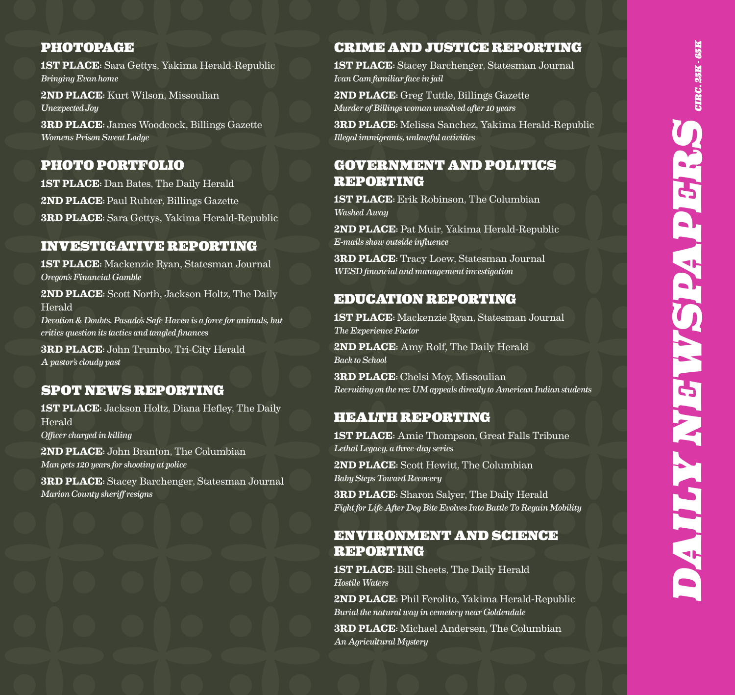# DAILY NEWSPAPERS

*CIRC. 25K - 65K*

## PHOTOPAGE

**1ST PLACE**: Sara Gettys, Yakima Herald-Republic
*Bringing Evan home*

**2ND PLACE**: Kurt Wilson, Missoulian
*Unexpected Joy*

**3RD PLACE**: James Woodcock, Billings Gazette
*Womens Prison Sweat Lodge*

## PHOTO PORTFOLIO

**1ST PLACE**: Dan Bates, The Daily Herald

**2ND PLACE**: Paul Ruhter, Billings Gazette

**3RD PLACE**: Sara Gettys, Yakima Herald-Republic

## INVESTIGATIVE REPORTING

**1ST PLACE**: Mackenzie Ryan, Statesman Journal
*Oregon's Financial Gamble*

**2ND PLACE**: Scott North, Jackson Holtz, The Daily Herald
*Devotion & Doubts, Pasado's Safe Haven is a force for animals, but critics question its tactics and tangled finances*

**3RD PLACE**: John Trumbo, Tri-City Herald
*A pastor's cloudy past*

## SPOT NEWS REPORTING

**1ST PLACE**: Jackson Holtz, Diana Hefley, The Daily Herald
*Officer charged in killing*

**2ND PLACE**: John Branton, The Columbian
*Man gets 120 years for shooting at police*

**3RD PLACE**: Stacey Barchenger, Statesman Journal
*Marion County sheriff resigns*

## CRIME AND JUSTICE REPORTING

**1ST PLACE**: Stacey Barchenger, Statesman Journal
*Ivan Cam familiar face in jail*

**2ND PLACE**: Greg Tuttle, Billings Gazette
*Murder of Billings woman unsolved after 10 years*

**3RD PLACE**: Melissa Sanchez, Yakima Herald-Republic
*Illegal immigrants, unlawful activities*

## GOVERNMENT AND POLITICS REPORTING

**1ST PLACE**: Erik Robinson, The Columbian
*Washed Away*

**2ND PLACE**: Pat Muir, Yakima Herald-Republic
*E-mails show outside influence*

**3RD PLACE**: Tracy Loew, Statesman Journal
*WESD financial and management investigation*

## EDUCATION REPORTING

**1ST PLACE**: Mackenzie Ryan, Statesman Journal
*The Experience Factor*

**2ND PLACE**: Amy Rolf, The Daily Herald
*Back to School*

**3RD PLACE**: Chelsi Moy, Missoulian
*Recruiting on the rez: UM appeals directly to American Indian students*

## HEALTH REPORTING

**1ST PLACE**: Amie Thompson, Great Falls Tribune
*Lethal Legacy, a three-day series*

**2ND PLACE**: Scott Hewitt, The Columbian
*Baby Steps Toward Recovery*

**3RD PLACE**: Sharon Salyer, The Daily Herald
*Fight for Life After Dog Bite Evolves Into Battle To Regain Mobility*

## ENVIRONMENT AND SCIENCE REPORTING

**1ST PLACE**: Bill Sheets, The Daily Herald
*Hostile Waters*

**2ND PLACE**: Phil Ferolito, Yakima Herald-Republic
*Burial the natural way in cemetery near Goldendale*

**3RD PLACE**: Michael Andersen, The Columbian
*An Agricultural Mystery*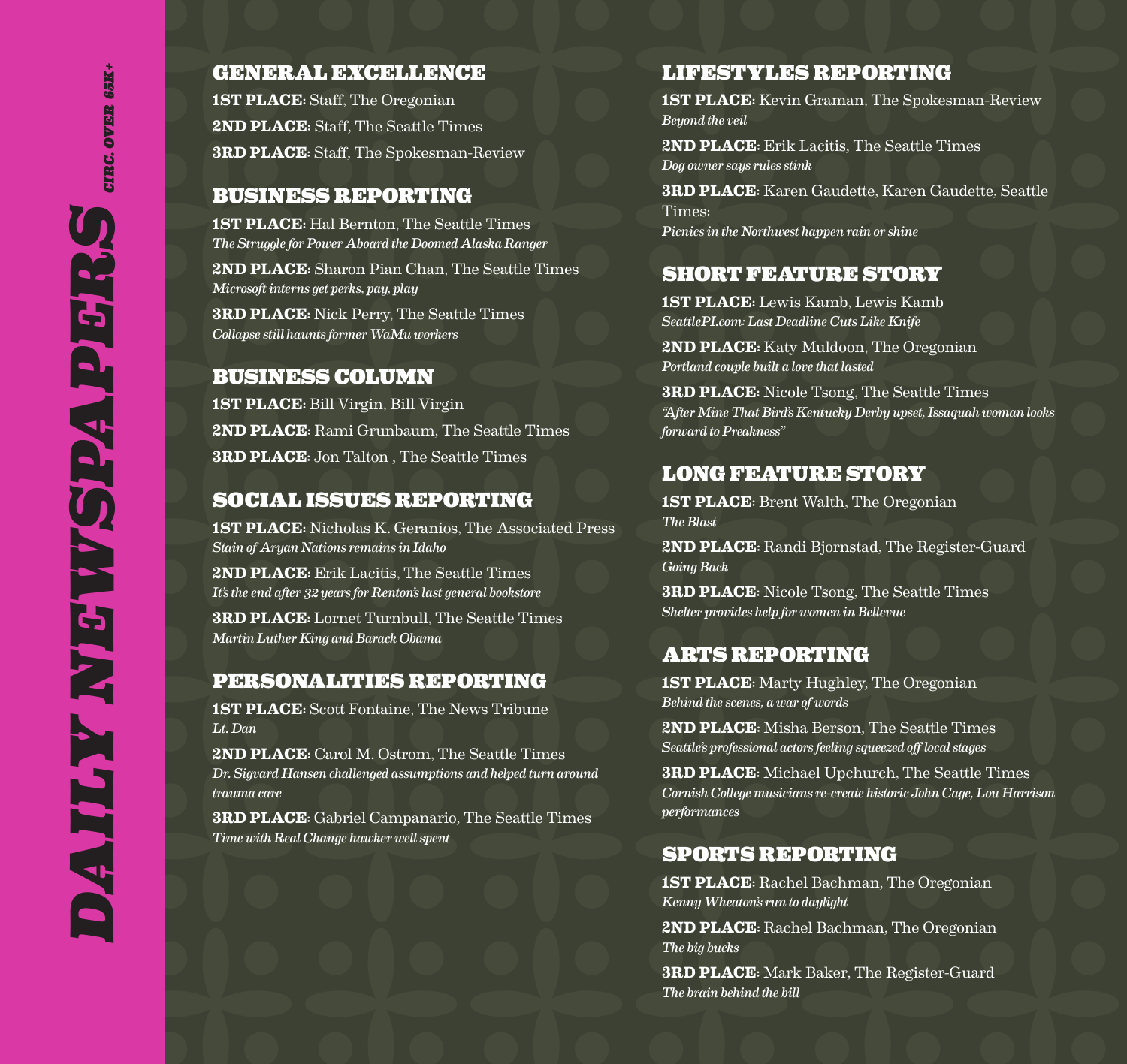# DAILY NEWSPAPERS

*CIRC. OVER 65K+*

## GENERAL EXCELLENCE

**1ST PLACE**: Staff, The Oregonian

**2ND PLACE**: Staff, The Seattle Times

**3RD PLACE**: Staff, The Spokesman-Review

## BUSINESS REPORTING

**1ST PLACE**: Hal Bernton, The Seattle Times
*The Struggle for Power Aboard the Doomed Alaska Ranger*

**2ND PLACE**: Sharon Pian Chan, The Seattle Times
*Microsoft interns get perks, pay, play*

**3RD PLACE**: Nick Perry, The Seattle Times
*Collapse still haunts former WaMu workers*

## BUSINESS COLUMN

**1ST PLACE**: Bill Virgin, Bill Virgin

**2ND PLACE**: Rami Grunbaum, The Seattle Times

**3RD PLACE**: Jon Talton , The Seattle Times

## SOCIAL ISSUES REPORTING

**1ST PLACE**: Nicholas K. Geranios, The Associated Press
*Stain of Aryan Nations remains in Idaho*

**2ND PLACE**: Erik Lacitis, The Seattle Times
*It's the end after 32 years for Renton's last general bookstore*

**3RD PLACE**: Lornet Turnbull, The Seattle Times
*Martin Luther King and Barack Obama*

## PERSONALITIES REPORTING

**1ST PLACE**: Scott Fontaine, The News Tribune
*Lt. Dan*

**2ND PLACE**: Carol M. Ostrom, The Seattle Times
*Dr. Sigvard Hansen challenged assumptions and helped turn around trauma care*

**3RD PLACE**: Gabriel Campanario, The Seattle Times
*Time with Real Change hawker well spent*

## LIFESTYLES REPORTING

**1ST PLACE**: Kevin Graman, The Spokesman-Review
*Beyond the veil*

**2ND PLACE**: Erik Lacitis, The Seattle Times
*Dog owner says rules stink*

**3RD PLACE**: Karen Gaudette, Karen Gaudette, Seattle Times:
*Picnics in the Northwest happen rain or shine*

## SHORT FEATURE STORY

**1ST PLACE**: Lewis Kamb, Lewis Kamb
*SeattlePI.com: Last Deadline Cuts Like Knife*

**2ND PLACE**: Katy Muldoon, The Oregonian
*Portland couple built a love that lasted*

**3RD PLACE**: Nicole Tsong, The Seattle Times
*"After Mine That Bird's Kentucky Derby upset, Issaquah woman looks forward to Preakness"*

## LONG FEATURE STORY

**1ST PLACE**: Brent Walth, The Oregonian
*The Blast*

**2ND PLACE**: Randi Bjornstad, The Register-Guard
*Going Back*

**3RD PLACE**: Nicole Tsong, The Seattle Times
*Shelter provides help for women in Bellevue*

## ARTS REPORTING

**1ST PLACE**: Marty Hughley, The Oregonian
*Behind the scenes, a war of words*

**2ND PLACE**: Misha Berson, The Seattle Times
*Seattle's professional actors feeling squeezed off local stages*

**3RD PLACE**: Michael Upchurch, The Seattle Times
*Cornish College musicians re-create historic John Cage, Lou Harrison performances*

## SPORTS REPORTING

**1ST PLACE**: Rachel Bachman, The Oregonian
*Kenny Wheaton's run to daylight*

**2ND PLACE**: Rachel Bachman, The Oregonian
*The big bucks*

**3RD PLACE**: Mark Baker, The Register-Guard
*The brain behind the bill*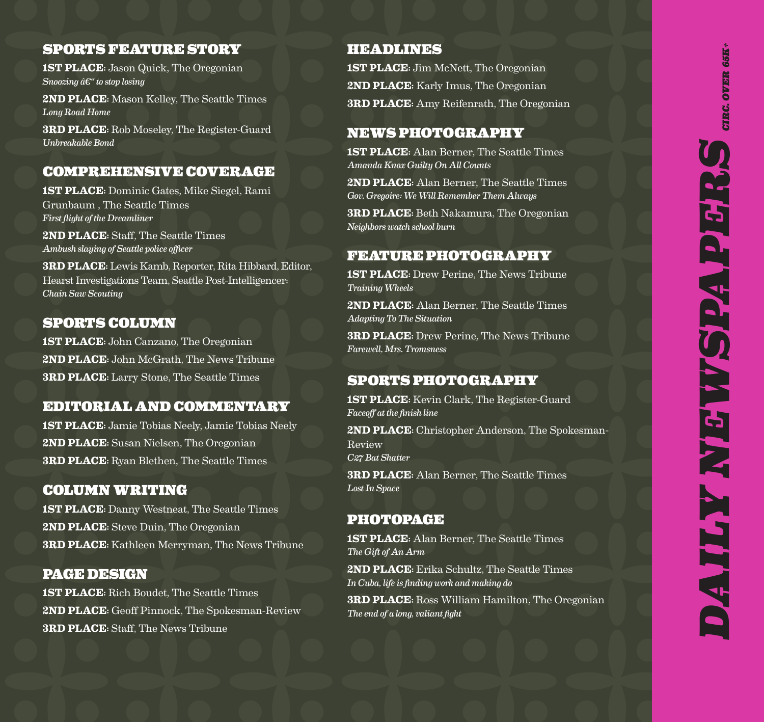# DAILY NEWSPAPERS

*CIRC. OVER 65K+*

## SPORTS FEATURE STORY

**1ST PLACE**: Jason Quick, The Oregonian
*Snoozing â€“ to stop losing*

**2ND PLACE**: Mason Kelley, The Seattle Times
*Long Road Home*

**3RD PLACE**: Rob Moseley, The Register-Guard
*Unbreakable Bond*

## COMPREHENSIVE COVERAGE

**1ST PLACE**: Dominic Gates, Mike Siegel, Rami Grunbaum , The Seattle Times
*First flight of the Dreamliner*

**2ND PLACE**: Staff, The Seattle Times
*Ambush slaying of Seattle police officer*

**3RD PLACE**: Lewis Kamb, Reporter, Rita Hibbard, Editor, Hearst Investigations Team, Seattle Post-Intelligencer:
*Chain Saw Scouting*

## SPORTS COLUMN

**1ST PLACE**: John Canzano, The Oregonian

**2ND PLACE**: John McGrath, The News Tribune

**3RD PLACE**: Larry Stone, The Seattle Times

## EDITORIAL AND COMMENTARY

**1ST PLACE**: Jamie Tobias Neely, Jamie Tobias Neely

**2ND PLACE**: Susan Nielsen, The Oregonian

**3RD PLACE**: Ryan Blethen, The Seattle Times

## COLUMN WRITING

**1ST PLACE**: Danny Westneat, The Seattle Times

**2ND PLACE**: Steve Duin, The Oregonian

**3RD PLACE**: Kathleen Merryman, The News Tribune

## PAGE DESIGN

**1ST PLACE**: Rich Boudet, The Seattle Times

**2ND PLACE**: Geoff Pinnock, The Spokesman-Review

**3RD PLACE**: Staff, The News Tribune

## HEADLINES

**1ST PLACE**: Jim McNett, The Oregonian

**2ND PLACE**: Karly Imus, The Oregonian

**3RD PLACE**: Amy Reifenrath, The Oregonian

## NEWS PHOTOGRAPHY

**1ST PLACE**: Alan Berner, The Seattle Times
*Amanda Knox Guilty On All Counts*

**2ND PLACE**: Alan Berner, The Seattle Times
*Gov. Gregoire: We Will Remember Them Always*

**3RD PLACE**: Beth Nakamura, The Oregonian
*Neighbors watch school burn*

## FEATURE PHOTOGRAPHY

**1ST PLACE**: Drew Perine, The News Tribune
*Training Wheels*

**2ND PLACE**: Alan Berner, The Seattle Times
*Adapting To The Situation*

**3RD PLACE**: Drew Perine, The News Tribune
*Farewell, Mrs. Tromsness*

## SPORTS PHOTOGRAPHY

**1ST PLACE**: Kevin Clark, The Register-Guard
*Faceoff at the finish line*

**2ND PLACE**: Christopher Anderson, The Spokesman-Review
*C27 Bat Shatter*

**3RD PLACE**: Alan Berner, The Seattle Times
*Lost In Space*

## PHOTOPAGE

**1ST PLACE**: Alan Berner, The Seattle Times
*The Gift of An Arm*

**2ND PLACE**: Erika Schultz, The Seattle Times
*In Cuba, life is finding work and making do*

**3RD PLACE**: Ross William Hamilton, The Oregonian
*The end of a long, valiant fight*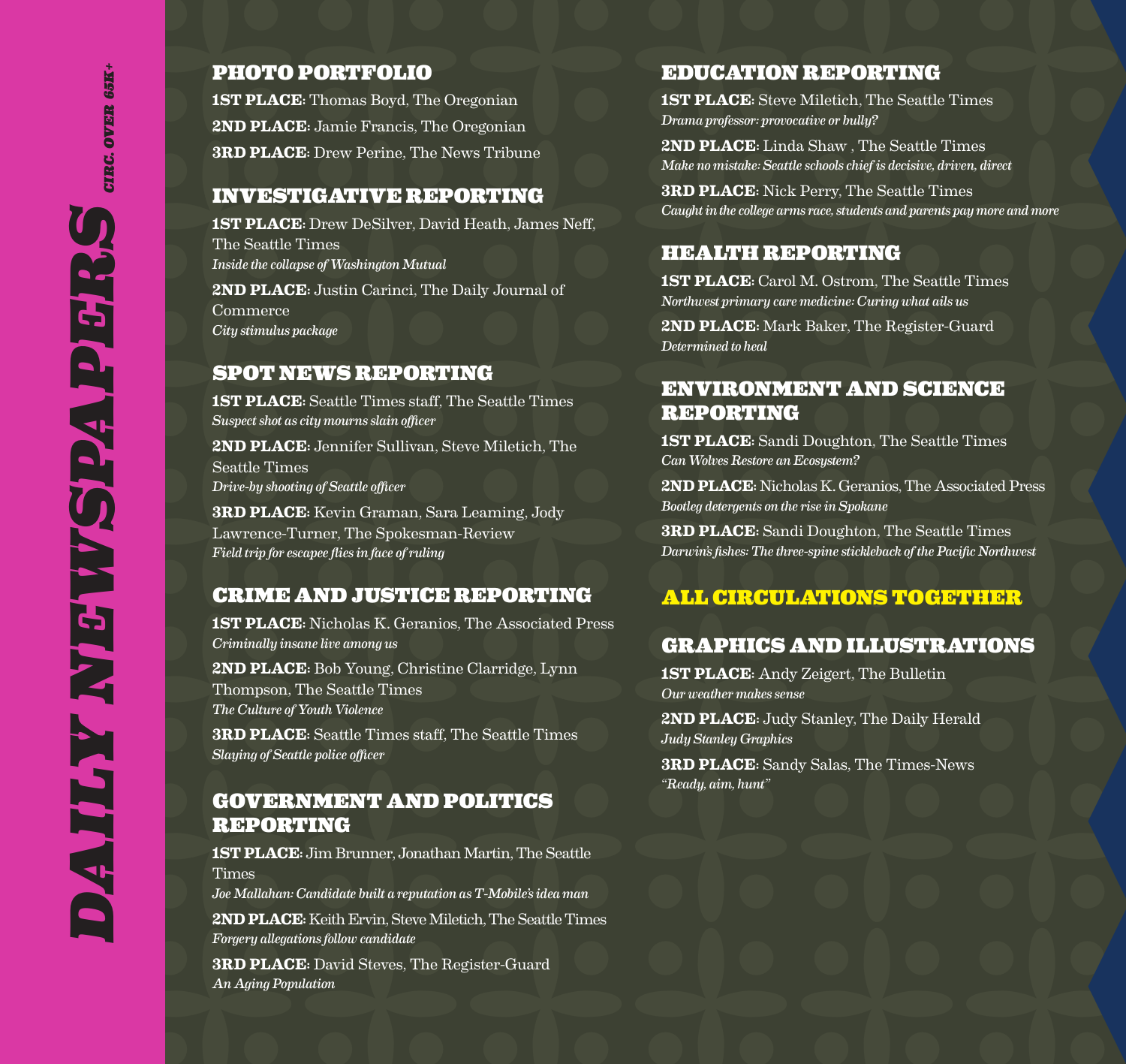# DAILY NEWSPAPERS

*CIRC. OVER 65K+*

## PHOTO PORTFOLIO

**1ST PLACE**: Thomas Boyd, The Oregonian

**2ND PLACE**: Jamie Francis, The Oregonian

**3RD PLACE**: Drew Perine, The News Tribune

## INVESTIGATIVE REPORTING

**1ST PLACE**: Drew DeSilver, David Heath, James Neff, The Seattle Times
*Inside the collapse of Washington Mutual*

**2ND PLACE**: Justin Carinci, The Daily Journal of Commerce
*City stimulus package*

## SPOT NEWS REPORTING

**1ST PLACE**: Seattle Times staff, The Seattle Times
*Suspect shot as city mourns slain officer*

**2ND PLACE**: Jennifer Sullivan, Steve Miletich, The Seattle Times
*Drive-by shooting of Seattle officer*

**3RD PLACE**: Kevin Graman, Sara Leaming, Jody Lawrence-Turner, The Spokesman-Review
*Field trip for escapee flies in face of ruling*

## CRIME AND JUSTICE REPORTING

**1ST PLACE**: Nicholas K. Geranios, The Associated Press
*Criminally insane live among us*

**2ND PLACE**: Bob Young, Christine Clarridge, Lynn Thompson, The Seattle Times
*The Culture of Youth Violence*

**3RD PLACE**: Seattle Times staff, The Seattle Times
*Slaying of Seattle police officer*

## GOVERNMENT AND POLITICS REPORTING

**1ST PLACE**: Jim Brunner, Jonathan Martin, The Seattle Times
*Joe Mallahan: Candidate built a reputation as T-Mobile's idea man*

**2ND PLACE**: Keith Ervin, Steve Miletich, The Seattle Times
*Forgery allegations follow candidate*

**3RD PLACE**: David Steves, The Register-Guard
*An Aging Population*

## EDUCATION REPORTING

**1ST PLACE**: Steve Miletich, The Seattle Times
*Drama professor: provocative or bully?*

**2ND PLACE**: Linda Shaw , The Seattle Times
*Make no mistake: Seattle schools chief is decisive, driven, direct*

**3RD PLACE**: Nick Perry, The Seattle Times
*Caught in the college arms race, students and parents pay more and more*

## HEALTH REPORTING

**1ST PLACE**: Carol M. Ostrom, The Seattle Times
*Northwest primary care medicine: Curing what ails us*

**2ND PLACE**: Mark Baker, The Register-Guard
*Determined to heal*

## ENVIRONMENT AND SCIENCE REPORTING

**1ST PLACE**: Sandi Doughton, The Seattle Times
*Can Wolves Restore an Ecosystem?*

**2ND PLACE**: Nicholas K. Geranios, The Associated Press
*Bootleg detergents on the rise in Spokane*

**3RD PLACE**: Sandi Doughton, The Seattle Times
*Darwin's fishes: The three-spine stickleback of the Pacific Northwest*

# ALL CIRCULATIONS TOGETHER

## GRAPHICS AND ILLUSTRATIONS

**1ST PLACE**: Andy Zeigert, The Bulletin
*Our weather makes sense*

**2ND PLACE**: Judy Stanley, The Daily Herald
*Judy Stanley Graphics*

**3RD PLACE**: Sandy Salas, The Times-News
*"Ready, aim, hunt"*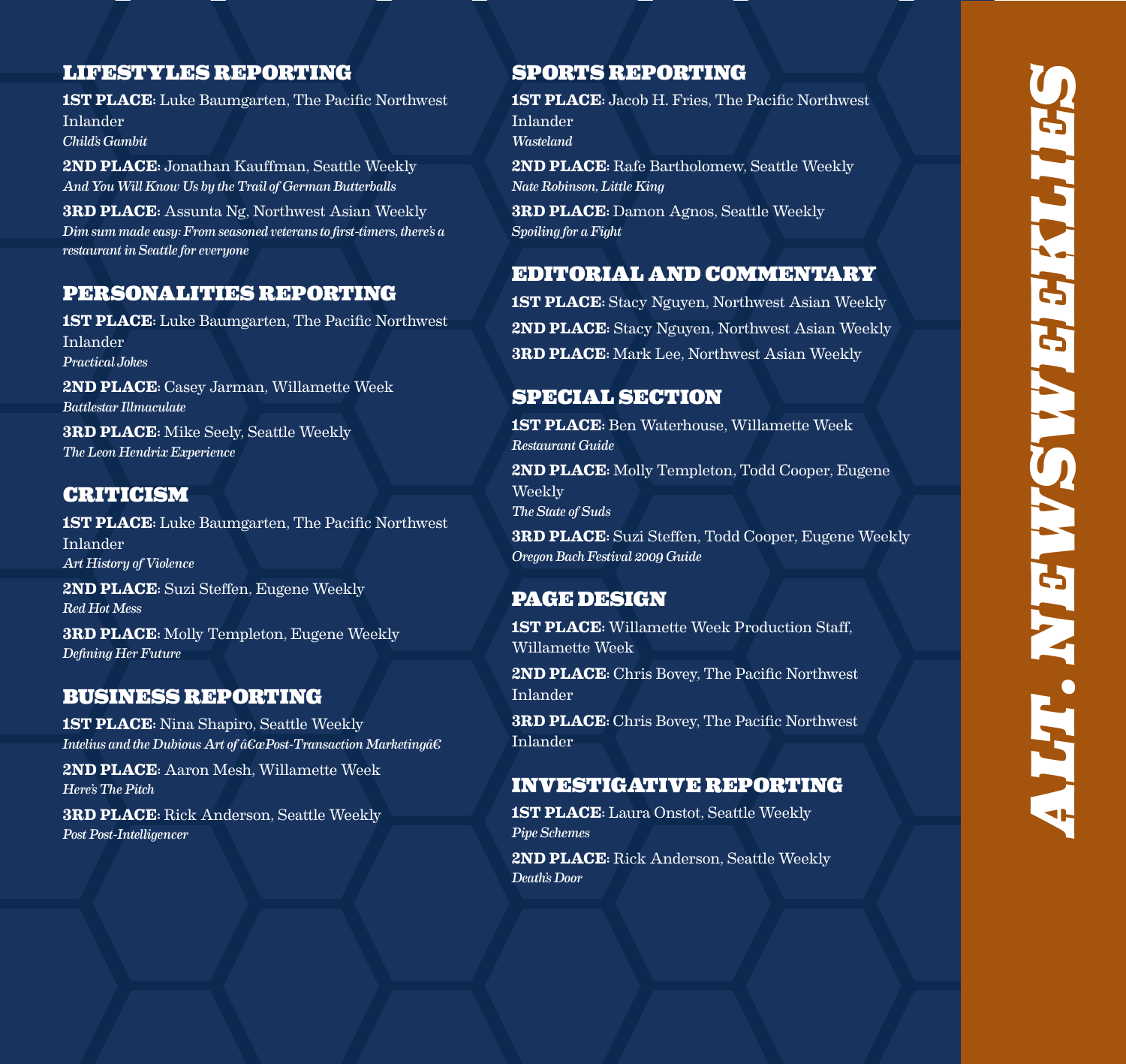# ALT. NEWSWEEKLIES

## LIFESTYLES REPORTING

**1ST PLACE**: Luke Baumgarten, The Pacific Northwest Inlander
*Child's Gambit*

**2ND PLACE**: Jonathan Kauffman, Seattle Weekly
*And You Will Know Us by the Trail of German Butterballs*

**3RD PLACE**: Assunta Ng, Northwest Asian Weekly
*Dim sum made easy: From seasoned veterans to first-timers, there's a restaurant in Seattle for everyone*

## PERSONALITIES REPORTING

**1ST PLACE**: Luke Baumgarten, The Pacific Northwest Inlander
*Practical Jokes*

**2ND PLACE**: Casey Jarman, Willamette Week
*Battlestar Illmaculate*

**3RD PLACE**: Mike Seely, Seattle Weekly
*The Leon Hendrix Experience*

## CRITICISM

**1ST PLACE**: Luke Baumgarten, The Pacific Northwest Inlander
*Art History of Violence*

**2ND PLACE**: Suzi Steffen, Eugene Weekly
*Red Hot Mess*

**3RD PLACE**: Molly Templeton, Eugene Weekly
*Defining Her Future*

## BUSINESS REPORTING

**1ST PLACE**: Nina Shapiro, Seattle Weekly
*Intelius and the Dubious Art of â€œPost-Transaction Marketingâ€*

**2ND PLACE**: Aaron Mesh, Willamette Week
*Here's The Pitch*

**3RD PLACE**: Rick Anderson, Seattle Weekly
*Post Post-Intelligencer*

## SPORTS REPORTING

**1ST PLACE**: Jacob H. Fries, The Pacific Northwest Inlander
*Wasteland*

**2ND PLACE**: Rafe Bartholomew, Seattle Weekly
*Nate Robinson, Little King*

**3RD PLACE**: Damon Agnos, Seattle Weekly
*Spoiling for a Fight*

## EDITORIAL AND COMMENTARY

**1ST PLACE**: Stacy Nguyen, Northwest Asian Weekly

**2ND PLACE**: Stacy Nguyen, Northwest Asian Weekly

**3RD PLACE**: Mark Lee, Northwest Asian Weekly

## SPECIAL SECTION

**1ST PLACE**: Ben Waterhouse, Willamette Week
*Restaurant Guide*

**2ND PLACE**: Molly Templeton, Todd Cooper, Eugene Weekly
*The State of Suds*

**3RD PLACE**: Suzi Steffen, Todd Cooper, Eugene Weekly
*Oregon Bach Festival 2009 Guide*

## PAGE DESIGN

**1ST PLACE**: Willamette Week Production Staff, Willamette Week

**2ND PLACE**: Chris Bovey, The Pacific Northwest Inlander

**3RD PLACE**: Chris Bovey, The Pacific Northwest Inlander

## INVESTIGATIVE REPORTING

**1ST PLACE**: Laura Onstot, Seattle Weekly
*Pipe Schemes*

**2ND PLACE**: Rick Anderson, Seattle Weekly
*Death's Door*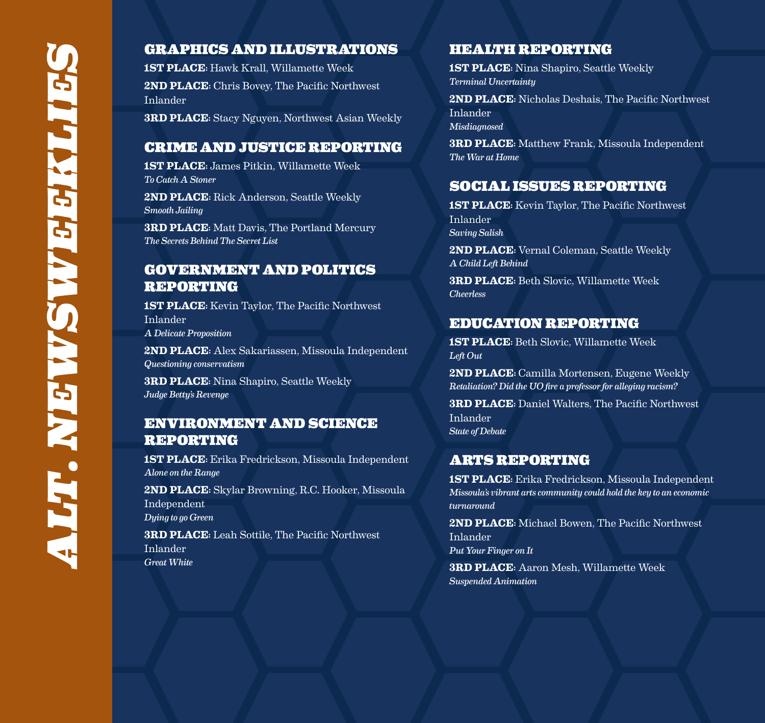# ALT. NEWSWEEKLIES

## GRAPHICS AND ILLUSTRATIONS

**1ST PLACE**: Hawk Krall, Willamette Week

**2ND PLACE**: Chris Bovey, The Pacific Northwest Inlander

**3RD PLACE**: Stacy Nguyen, Northwest Asian Weekly

## CRIME AND JUSTICE REPORTING

**1ST PLACE**: James Pitkin, Willamette Week
*To Catch A Stoner*

**2ND PLACE**: Rick Anderson, Seattle Weekly
*Smooth Jailing*

**3RD PLACE**: Matt Davis, The Portland Mercury
*The Secrets Behind The Secret List*

## GOVERNMENT AND POLITICS REPORTING

**1ST PLACE**: Kevin Taylor, The Pacific Northwest Inlander
*A Delicate Proposition*

**2ND PLACE**: Alex Sakariassen, Missoula Independent
*Questioning conservatism*

**3RD PLACE**: Nina Shapiro, Seattle Weekly
*Judge Betty's Revenge*

## ENVIRONMENT AND SCIENCE REPORTING

**1ST PLACE**: Erika Fredrickson, Missoula Independent
*Alone on the Range*

**2ND PLACE**: Skylar Browning, R.C. Hooker, Missoula Independent
*Dying to go Green*

**3RD PLACE**: Leah Sottile, The Pacific Northwest Inlander
*Great White*

## HEALTH REPORTING

**1ST PLACE**: Nina Shapiro, Seattle Weekly
*Terminal Uncertainty*

**2ND PLACE**: Nicholas Deshais, The Pacific Northwest Inlander
*Misdiagnosed*

**3RD PLACE**: Matthew Frank, Missoula Independent
*The War at Home*

## SOCIAL ISSUES REPORTING

**1ST PLACE**: Kevin Taylor, The Pacific Northwest Inlander
*Saving Salish*

**2ND PLACE**: Vernal Coleman, Seattle Weekly
*A Child Left Behind*

**3RD PLACE**: Beth Slovic, Willamette Week
*Cheerless*

## EDUCATION REPORTING

**1ST PLACE**: Beth Slovic, Willamette Week
*Left Out*

**2ND PLACE**: Camilla Mortensen, Eugene Weekly
*Retaliation? Did the UO fire a professor for alleging racism?*

**3RD PLACE**: Daniel Walters, The Pacific Northwest Inlander
*State of Debate*

## ARTS REPORTING

**1ST PLACE**: Erika Fredrickson, Missoula Independent
*Missoula's vibrant arts community could hold the key to an economic turnaround*

**2ND PLACE**: Michael Bowen, The Pacific Northwest Inlander
*Put Your Finger on It*

**3RD PLACE**: Aaron Mesh, Willamette Week
*Suspended Animation*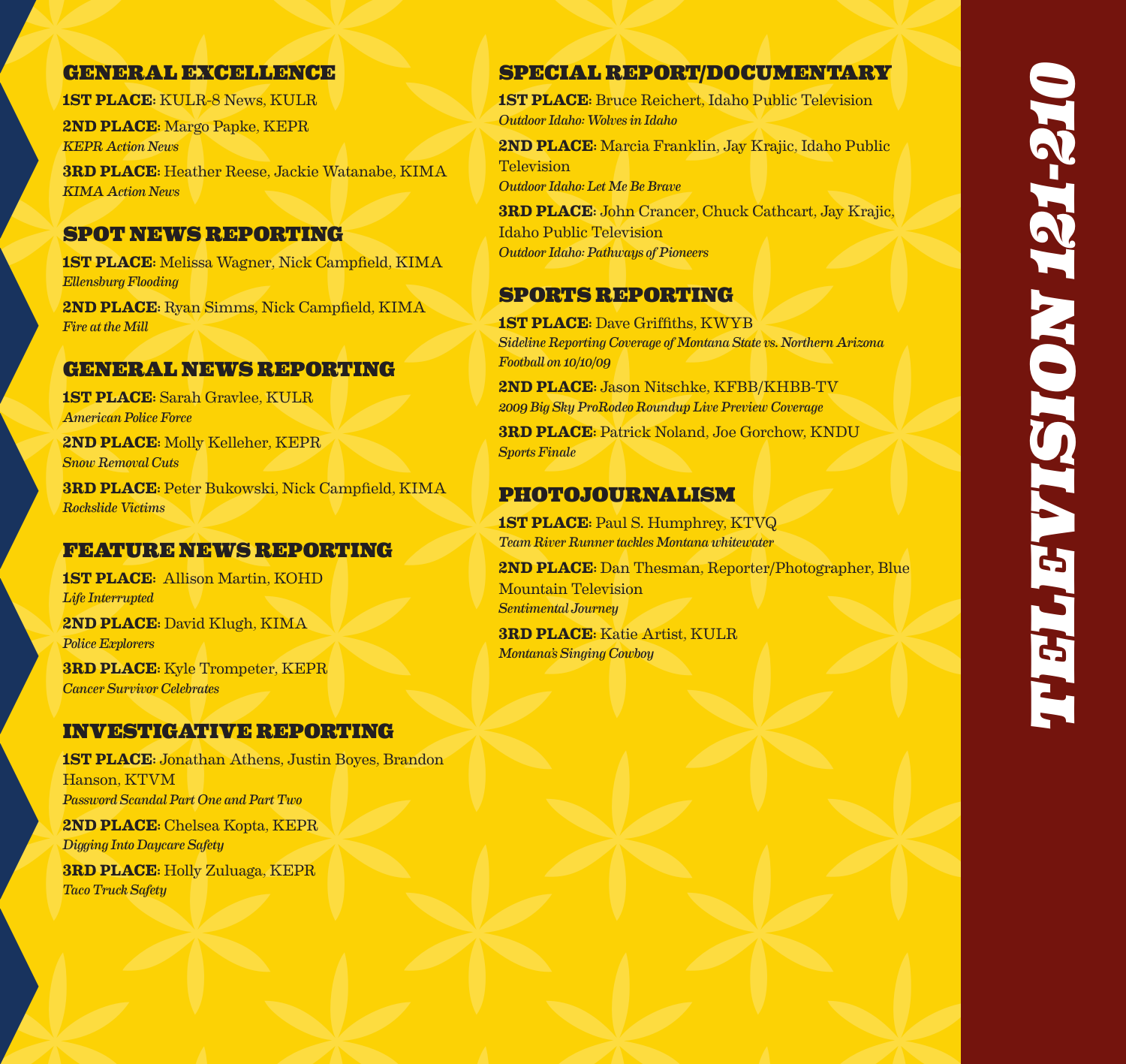# TELEVISION 121-210

## GENERAL EXCELLENCE

**1ST PLACE**: KULR-8 News, KULR

**2ND PLACE**: Margo Papke, KEPR
*KEPR Action News*

**3RD PLACE**: Heather Reese, Jackie Watanabe, KIMA
*KIMA Action News*

## SPOT NEWS REPORTING

**1ST PLACE**: Melissa Wagner, Nick Campfield, KIMA
*Ellensburg Flooding*

**2ND PLACE**: Ryan Simms, Nick Campfield, KIMA
*Fire at the Mill*

## GENERAL NEWS REPORTING

**1ST PLACE**: Sarah Gravlee, KULR
*American Police Force*

**2ND PLACE**: Molly Kelleher, KEPR
*Snow Removal Cuts*

**3RD PLACE**: Peter Bukowski, Nick Campfield, KIMA
*Rockslide Victims*

## FEATURE NEWS REPORTING

**1ST PLACE**: Allison Martin, KOHD
*Life Interrupted*

**2ND PLACE**: David Klugh, KIMA
*Police Explorers*

**3RD PLACE**: Kyle Trompeter, KEPR
*Cancer Survivor Celebrates*

## INVESTIGATIVE REPORTING

**1ST PLACE**: Jonathan Athens, Justin Boyes, Brandon Hanson, KTVM
*Password Scandal Part One and Part Two*

**2ND PLACE**: Chelsea Kopta, KEPR
*Digging Into Daycare Safety*

**3RD PLACE**: Holly Zuluaga, KEPR
*Taco Truck Safety*

## SPECIAL REPORT/DOCUMENTARY

**1ST PLACE**: Bruce Reichert, Idaho Public Television
*Outdoor Idaho: Wolves in Idaho*

**2ND PLACE**: Marcia Franklin, Jay Krajic, Idaho Public Television
*Outdoor Idaho: Let Me Be Brave*

**3RD PLACE**: John Crancer, Chuck Cathcart, Jay Krajic, Idaho Public Television
*Outdoor Idaho: Pathways of Pioneers*

## SPORTS REPORTING

**1ST PLACE**: Dave Griffiths, KWYB
*Sideline Reporting Coverage of Montana State vs. Northern Arizona Football on 10/10/09*

**2ND PLACE**: Jason Nitschke, KFBB/KHBB-TV
*2009 Big Sky ProRodeo Roundup Live Preview Coverage*

**3RD PLACE**: Patrick Noland, Joe Gorchow, KNDU
*Sports Finale*

## PHOTOJOURNALISM

**1ST PLACE**: Paul S. Humphrey, KTVQ
*Team River Runner tackles Montana whitewater*

**2ND PLACE**: Dan Thesman, Reporter/Photographer, Blue Mountain Television
*Sentimental Journey*

**3RD PLACE**: Katie Artist, KULR
*Montana's Singing Cowboy*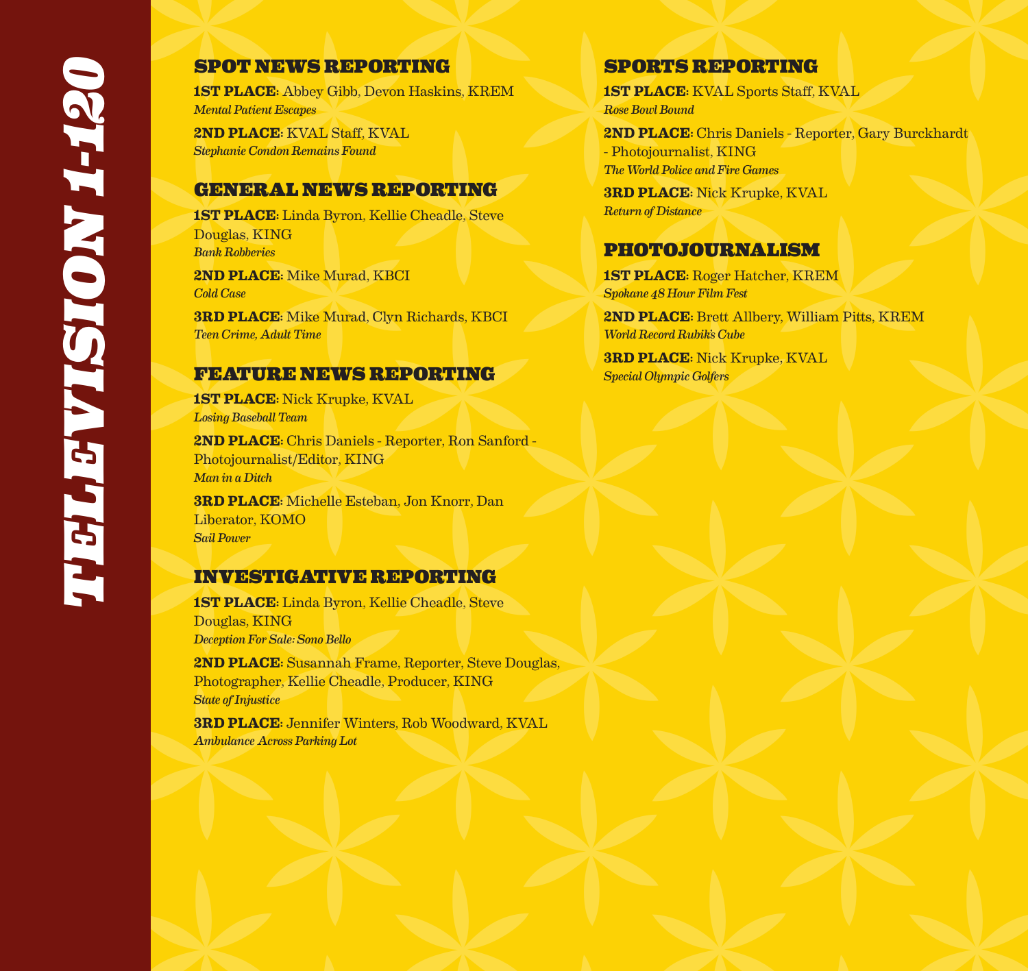# TELEVISION 1-120

## SPOT NEWS REPORTING

**1ST PLACE**: Abbey Gibb, Devon Haskins, KREM
*Mental Patient Escapes*

**2ND PLACE**: KVAL Staff, KVAL
*Stephanie Condon Remains Found*

## GENERAL NEWS REPORTING

**1ST PLACE**: Linda Byron, Kellie Cheadle, Steve Douglas, KING
*Bank Robberies*

**2ND PLACE**: Mike Murad, KBCI
*Cold Case*

**3RD PLACE**: Mike Murad, Clyn Richards, KBCI
*Teen Crime, Adult Time*

## FEATURE NEWS REPORTING

**1ST PLACE**: Nick Krupke, KVAL
*Losing Baseball Team*

**2ND PLACE**: Chris Daniels - Reporter, Ron Sanford - Photojournalist/Editor, KING
*Man in a Ditch*

**3RD PLACE**: Michelle Esteban, Jon Knorr, Dan Liberator, KOMO
*Sail Power*

## INVESTIGATIVE REPORTING

**1ST PLACE**: Linda Byron, Kellie Cheadle, Steve Douglas, KING
*Deception For Sale: Sono Bello*

**2ND PLACE**: Susannah Frame, Reporter, Steve Douglas, Photographer, Kellie Cheadle, Producer, KING
*State of Injustice*

**3RD PLACE**: Jennifer Winters, Rob Woodward, KVAL
*Ambulance Across Parking Lot*

## SPORTS REPORTING

**1ST PLACE**: KVAL Sports Staff, KVAL
*Rose Bowl Bound*

**2ND PLACE**: Chris Daniels - Reporter, Gary Burckhardt - Photojournalist, KING
*The World Police and Fire Games*

**3RD PLACE**: Nick Krupke, KVAL
*Return of Distance*

## PHOTOJOURNALISM

**1ST PLACE**: Roger Hatcher, KREM
*Spokane 48 Hour Film Fest*

**2ND PLACE**: Brett Allbery, William Pitts, KREM
*World Record Rubik's Cube*

**3RD PLACE**: Nick Krupke, KVAL
*Special Olympic Golfers*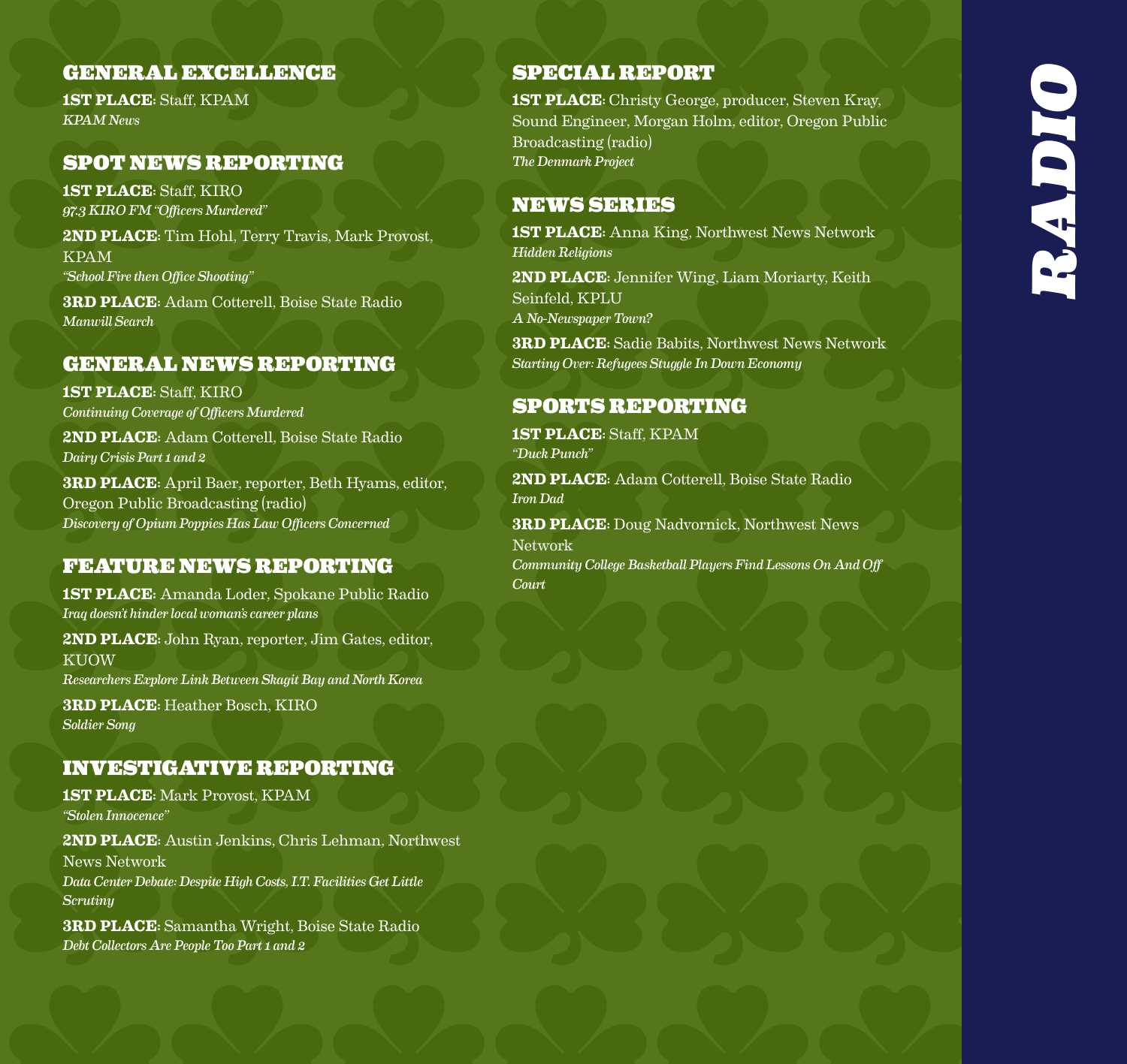# RADIO

## GENERAL EXCELLENCE

**1ST PLACE**: Staff, KPAM
*KPAM News*

## SPOT NEWS REPORTING

**1ST PLACE**: Staff, KIRO
*97.3 KIRO FM "Officers Murdered"*

**2ND PLACE**: Tim Hohl, Terry Travis, Mark Provost, KPAM
*"School Fire then Office Shooting"*

**3RD PLACE**: Adam Cotterell, Boise State Radio
*Manwill Search*

## GENERAL NEWS REPORTING

**1ST PLACE**: Staff, KIRO
*Continuing Coverage of Officers Murdered*

**2ND PLACE**: Adam Cotterell, Boise State Radio
*Dairy Crisis Part 1 and 2*

**3RD PLACE**: April Baer, reporter, Beth Hyams, editor, Oregon Public Broadcasting (radio)
*Discovery of Opium Poppies Has Law Officers Concerned*

## FEATURE NEWS REPORTING

**1ST PLACE**: Amanda Loder, Spokane Public Radio
*Iraq doesn't hinder local woman's career plans*

**2ND PLACE**: John Ryan, reporter, Jim Gates, editor, KUOW
*Researchers Explore Link Between Skagit Bay and North Korea*

**3RD PLACE**: Heather Bosch, KIRO
*Soldier Song*

## INVESTIGATIVE REPORTING

**1ST PLACE**: Mark Provost, KPAM
*"Stolen Innocence"*

**2ND PLACE**: Austin Jenkins, Chris Lehman, Northwest News Network
*Data Center Debate: Despite High Costs, I.T. Facilities Get Little Scrutiny*

**3RD PLACE**: Samantha Wright, Boise State Radio
*Debt Collectors Are People Too Part 1 and 2*

## SPECIAL REPORT

**1ST PLACE**: Christy George, producer, Steven Kray, Sound Engineer, Morgan Holm, editor, Oregon Public Broadcasting (radio)
*The Denmark Project*

## NEWS SERIES

**1ST PLACE**: Anna King, Northwest News Network
*Hidden Religions*

**2ND PLACE**: Jennifer Wing, Liam Moriarty, Keith Seinfeld, KPLU
*A No-Newspaper Town?*

**3RD PLACE**: Sadie Babits, Northwest News Network
*Starting Over: Refugees Stuggle In Down Economy*

## SPORTS REPORTING

**1ST PLACE**: Staff, KPAM
*"Duck Punch"*

**2ND PLACE**: Adam Cotterell, Boise State Radio
*Iron Dad*

**3RD PLACE**: Doug Nadvornick, Northwest News Network
*Community College Basketball Players Find Lessons On And Off Court*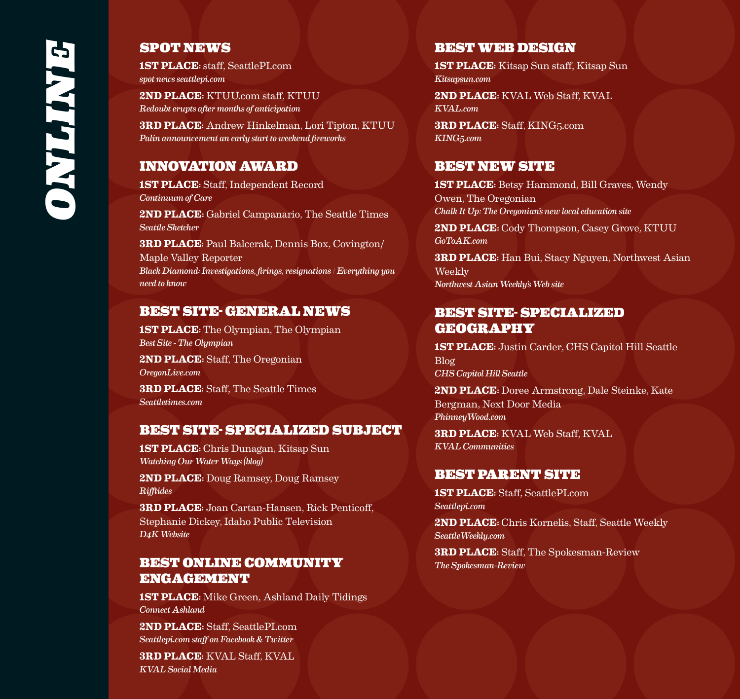# ONLINE

## SPOT NEWS

**1ST PLACE**: staff, SeattlePI.com
*spot news seattlepi.com*

**2ND PLACE**: KTUU.com staff, KTUU
*Redoubt erupts after months of anticipation*

**3RD PLACE**: Andrew Hinkelman, Lori Tipton, KTUU
*Palin announcement an early start to weekend fireworks*

## INNOVATION AWARD

**1ST PLACE**: Staff, Independent Record
*Continuum of Care*

**2ND PLACE**: Gabriel Campanario, The Seattle Times
*Seattle Sketcher*

**3RD PLACE**: Paul Balcerak, Dennis Box, Covington/Maple Valley Reporter
*Black Diamond: Investigations, firings, resignations | Everything you need to know*

## BEST SITE- GENERAL NEWS

**1ST PLACE**: The Olympian, The Olympian
*Best Site - The Olympian*

**2ND PLACE**: Staff, The Oregonian
*OregonLive.com*

**3RD PLACE**: Staff, The Seattle Times
*Seattletimes.com*

## BEST SITE- SPECIALIZED SUBJECT

**1ST PLACE**: Chris Dunagan, Kitsap Sun
*Watching Our Water Ways (blog)*

**2ND PLACE**: Doug Ramsey, Doug Ramsey
*Rifftides*

**3RD PLACE**: Joan Cartan-Hansen, Rick Penticoff, Stephanie Dickey, Idaho Public Television
*D4K Website*

## BEST ONLINE COMMUNITY ENGAGEMENT

**1ST PLACE**: Mike Green, Ashland Daily Tidings
*Connect Ashland*

**2ND PLACE**: Staff, SeattlePI.com
*Seattlepi.com staff on Facebook & Twitter*

**3RD PLACE**: KVAL Staff, KVAL
*KVAL Social Media*

## BEST WEB DESIGN

**1ST PLACE**: Kitsap Sun staff, Kitsap Sun
*Kitsapsun.com*

**2ND PLACE**: KVAL Web Staff, KVAL
*KVAL.com*

**3RD PLACE**: Staff, KING5.com
*KING5.com*

## BEST NEW SITE

**1ST PLACE**: Betsy Hammond, Bill Graves, Wendy Owen, The Oregonian
*Chalk It Up: The Oregonian's new local education site*

**2ND PLACE**: Cody Thompson, Casey Grove, KTUU
*GoToAK.com*

**3RD PLACE**: Han Bui, Stacy Nguyen, Northwest Asian Weekly
*Northwest Asian Weekly's Web site*

## BEST SITE- SPECIALIZED GEOGRAPHY

**1ST PLACE**: Justin Carder, CHS Capitol Hill Seattle Blog
*CHS Capitol Hill Seattle*

**2ND PLACE**: Doree Armstrong, Dale Steinke, Kate Bergman, Next Door Media
*PhinneyWood.com*

**3RD PLACE**: KVAL Web Staff, KVAL
*KVAL Communities*

## BEST PARENT SITE

**1ST PLACE**: Staff, SeattlePI.com
*Seattlepi.com*

**2ND PLACE**: Chris Kornelis, Staff, Seattle Weekly
*SeattleWeekly.com*

**3RD PLACE**: Staff, The Spokesman-Review
*The Spokesman-Review*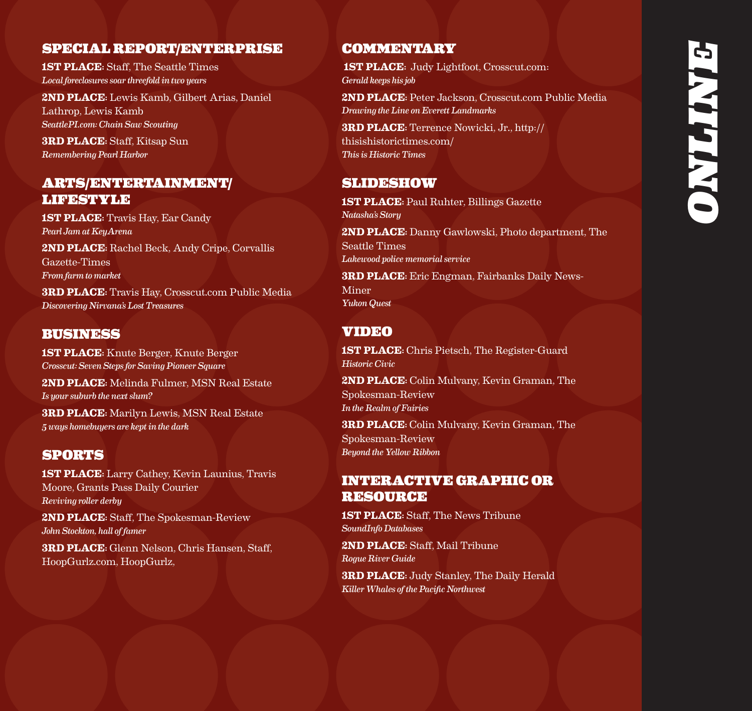# ONLINE

## SPECIAL REPORT/ENTERPRISE

**1ST PLACE**: Staff, The Seattle Times
*Local foreclosures soar threefold in two years*

**2ND PLACE**: Lewis Kamb, Gilbert Arias, Daniel Lathrop, Lewis Kamb
*SeattlePI.com: Chain Saw Scouting*

**3RD PLACE**: Staff, Kitsap Sun
*Remembering Pearl Harbor*

## ARTS/ENTERTAINMENT/ LIFESTYLE

**1ST PLACE**: Travis Hay, Ear Candy
*Pearl Jam at KeyArena*

**2ND PLACE**: Rachel Beck, Andy Cripe, Corvallis Gazette-Times
*From farm to market*

**3RD PLACE**: Travis Hay, Crosscut.com Public Media
*Discovering Nirvana's Lost Treasures*

## BUSINESS

**1ST PLACE**: Knute Berger, Knute Berger
*Crosscut: Seven Steps for Saving Pioneer Square*

**2ND PLACE**: Melinda Fulmer, MSN Real Estate
*Is your suburb the next slum?*

**3RD PLACE**: Marilyn Lewis, MSN Real Estate
*5 ways homebuyers are kept in the dark*

## SPORTS

**1ST PLACE**: Larry Cathey, Kevin Launius, Travis Moore, Grants Pass Daily Courier
*Reviving roller derby*

**2ND PLACE**: Staff, The Spokesman-Review
*John Stockton, hall of famer*

**3RD PLACE**: Glenn Nelson, Chris Hansen, Staff, HoopGurlz.com, HoopGurlz,

## COMMENTARY

**1ST PLACE**: Judy Lightfoot, Crosscut.com:
*Gerald keeps his job*

**2ND PLACE**: Peter Jackson, Crosscut.com Public Media
*Drawing the Line on Everett Landmarks*

**3RD PLACE**: Terrence Nowicki, Jr., http://thisishistorictimes.com/
*This is Historic Times*

## SLIDESHOW

**1ST PLACE**: Paul Ruhter, Billings Gazette
*Natasha's Story*

**2ND PLACE**: Danny Gawlowski, Photo department, The Seattle Times
*Lakewood police memorial service*

**3RD PLACE**: Eric Engman, Fairbanks Daily News-Miner
*Yukon Quest*

## VIDEO

**1ST PLACE**: Chris Pietsch, The Register-Guard
*Historic Civic*

**2ND PLACE**: Colin Mulvany, Kevin Graman, The Spokesman-Review
*In the Realm of Fairies*

**3RD PLACE**: Colin Mulvany, Kevin Graman, The Spokesman-Review
*Beyond the Yellow Ribbon*

## INTERACTIVE GRAPHIC OR RESOURCE

**1ST PLACE**: Staff, The News Tribune
*SoundInfo Databases*

**2ND PLACE**: Staff, Mail Tribune
*Rogue River Guide*

**3RD PLACE**: Judy Stanley, The Daily Herald
*Killer Whales of the Pacific Northwest*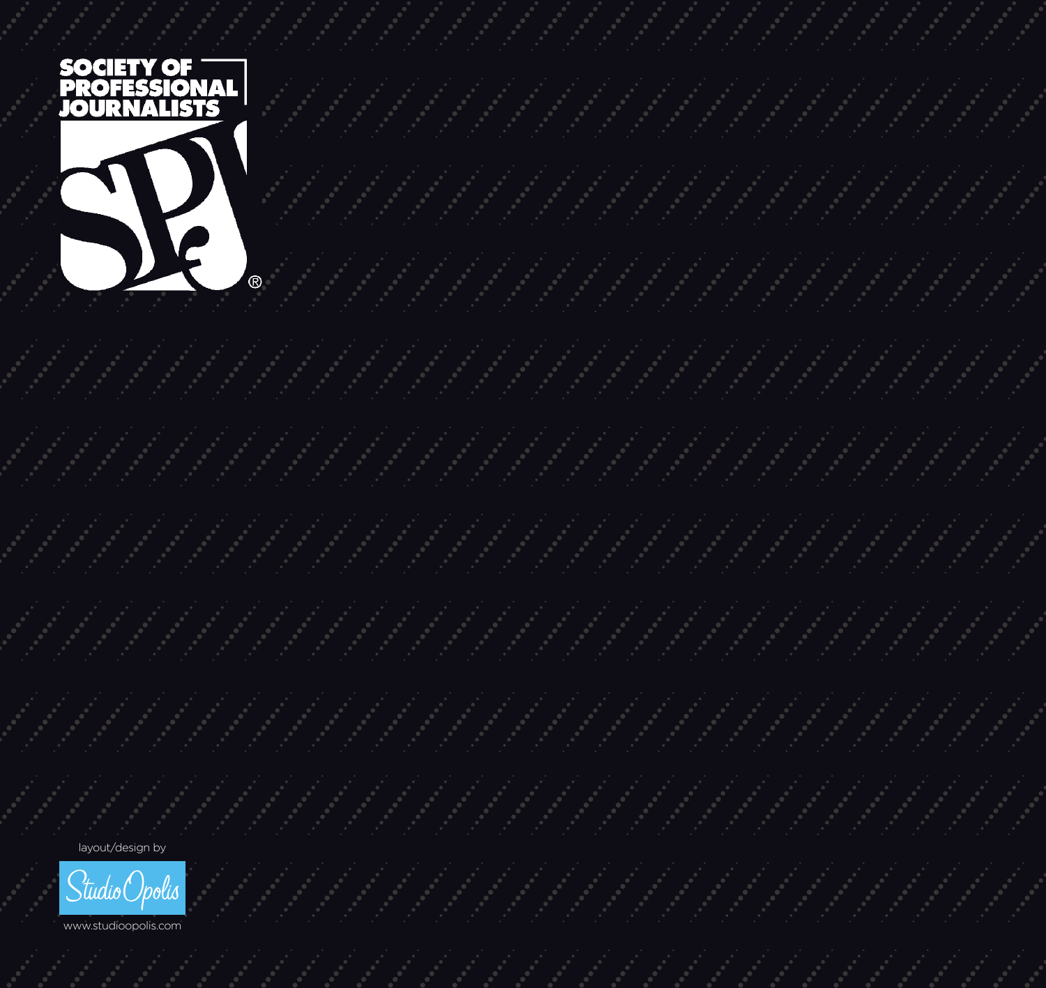SOCIETY OF PROFESSIONAL JOURNALISTS

layout/design by

StudioOpolis

www.studioopolis.com